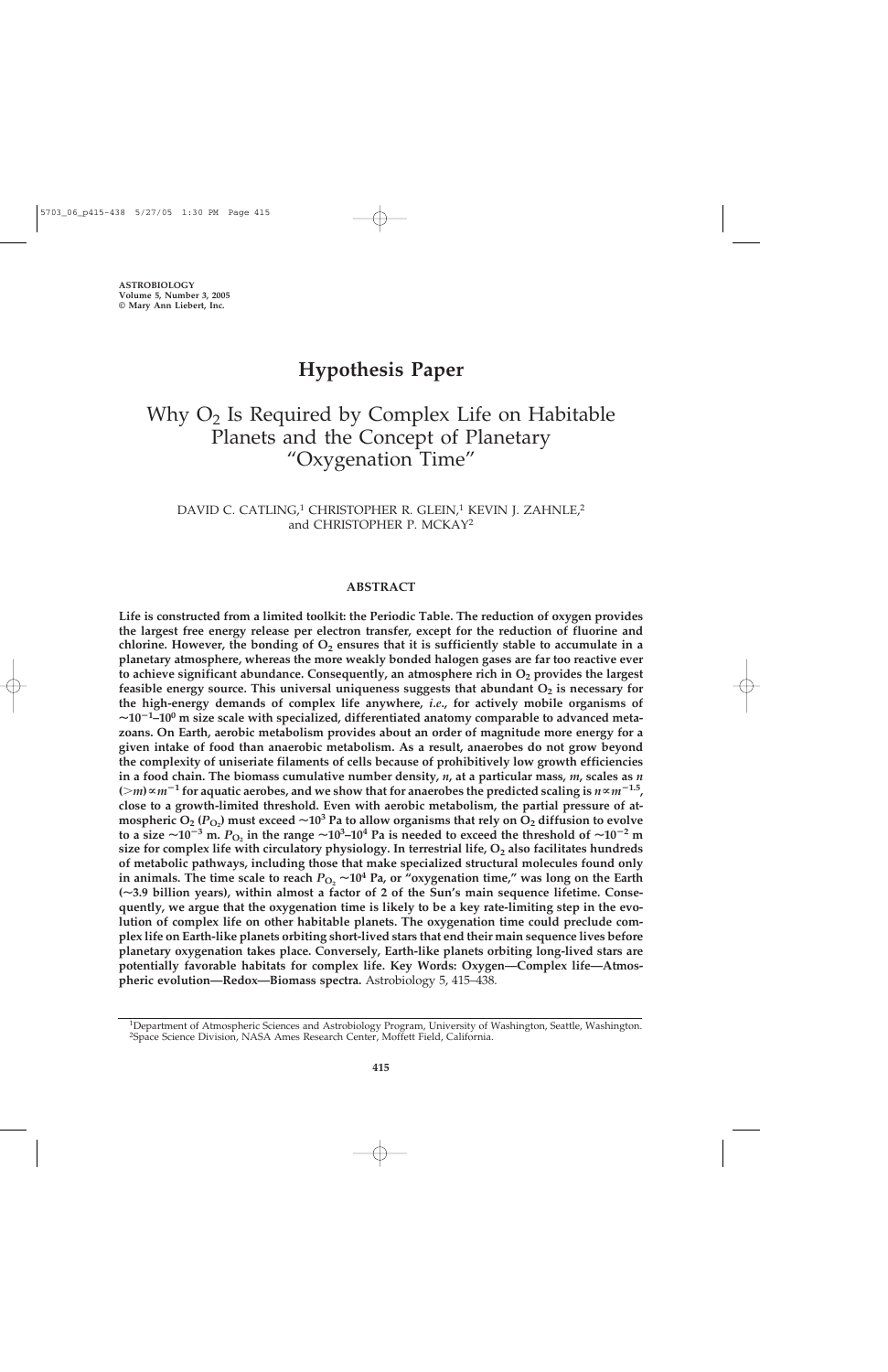ASTROBIOLOGY
Volume 5, Number 3, 2005
© Mary Ann Liebert, Inc.

# Hypothesis Paper

# Why $O_2$ Is Required by Complex Life on Habitable Planets and the Concept of Planetary "Oxygenation Time"

DAVID C. CATLING,[1] CHRISTOPHER R. GLEIN,[1] KEVIN J. ZAHNLE,[2] and CHRISTOPHER P. MCKAY[2]

## ABSTRACT

**Life is constructed from a limited toolkit: the Periodic Table. The reduction of oxygen provides the largest free energy release per electron transfer, except for the reduction of fluorine and chlorine. However, the bonding of $O_2$ ensures that it is sufficiently stable to accumulate in a planetary atmosphere, whereas the more weakly bonded halogen gases are far too reactive ever to achieve significant abundance. Consequently, an atmosphere rich in $O_2$ provides the largest feasible energy source. This universal uniqueness suggests that abundant $O_2$ is necessary for the high-energy demands of complex life anywhere, *i.e.*, for actively mobile organisms of $\sim 10^{-1}$–$10^{0}$ m size scale with specialized, differentiated anatomy comparable to advanced metazoans. On Earth, aerobic metabolism provides about an order of magnitude more energy for a given intake of food than anaerobic metabolism. As a result, anaerobes do not grow beyond the complexity of uniseriate filaments of cells because of prohibitively low growth efficiencies in a food chain. The biomass cumulative number density, *n*, at a particular mass, *m*, scales as $n\,(>m) \propto m^{-1}$ for aquatic aerobes, and we show that for anaerobes the predicted scaling is $n \propto m^{-1.5}$, close to a growth-limited threshold. Even with aerobic metabolism, the partial pressure of atmospheric $O_2$ ($P_{O_2}$) must exceed $\sim 10^{3}$ Pa to allow organisms that rely on $O_2$ diffusion to evolve to a size $\sim 10^{-3}$ m. $P_{O_2}$ in the range $\sim 10^{3}$–$10^{4}$ Pa is needed to exceed the threshold of $\sim 10^{-2}$ m size for complex life with circulatory physiology. In terrestrial life, $O_2$ also facilitates hundreds of metabolic pathways, including those that make specialized structural molecules found only in animals. The time scale to reach $P_{O_2} \sim 10^{4}$ Pa, or "oxygenation time," was long on the Earth ($\sim$3.9 billion years), within almost a factor of 2 of the Sun's main sequence lifetime. Consequently, we argue that the oxygenation time is likely to be a key rate-limiting step in the evolution of complex life on other habitable planets. The oxygenation time could preclude complex life on Earth-like planets orbiting short-lived stars that end their main sequence lives before planetary oxygenation takes place. Conversely, Earth-like planets orbiting long-lived stars are potentially favorable habitats for complex life. Key Words: Oxygen—Complex life—Atmospheric evolution—Redox—Biomass spectra.** Astrobiology 5, 415–438.

---

[1]Department of Atmospheric Sciences and Astrobiology Program, University of Washington, Seattle, Washington.
[2]Space Science Division, NASA Ames Research Center, Moffett Field, California.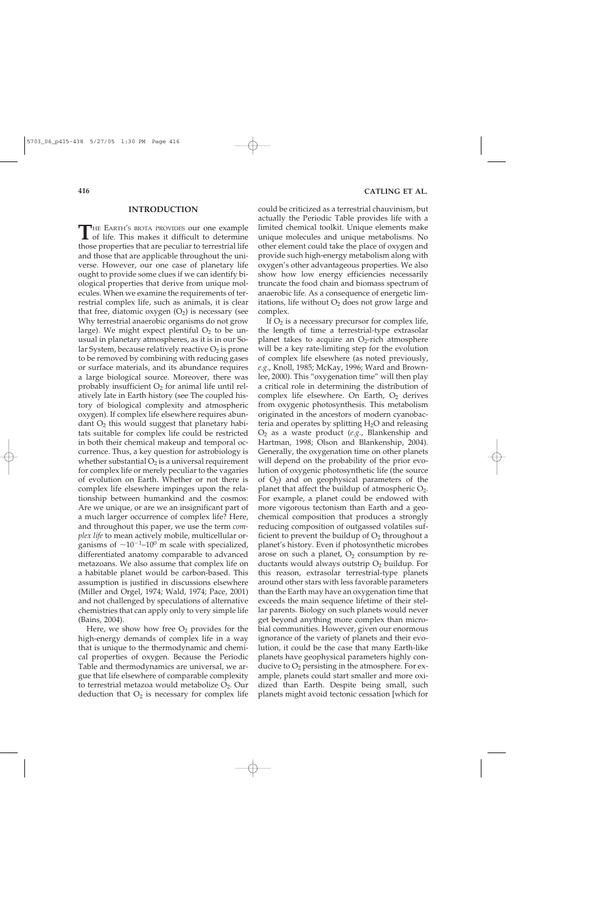## INTRODUCTION

THE EARTH'S BIOTA PROVIDES our one example of life. This makes it difficult to determine those properties that are peculiar to terrestrial life and those that are applicable throughout the universe. However, our one case of planetary life ought to provide some clues if we can identify biological properties that derive from unique molecules. When we examine the requirements of terrestrial complex life, such as animals, it is clear that free, diatomic oxygen ($O_2$) is necessary (see Why terrestrial anaerobic organisms do not grow large). We might expect plentiful $O_2$ to be unusual in planetary atmospheres, as it is in our Solar System, because relatively reactive $O_2$ is prone to be removed by combining with reducing gases or surface materials, and its abundance requires a large biological source. Moreover, there was probably insufficient $O_2$ for animal life until relatively late in Earth history (see The coupled history of biological complexity and atmospheric oxygen). If complex life elsewhere requires abundant $O_2$ this would suggest that planetary habitats suitable for complex life could be restricted in both their chemical makeup and temporal occurrence. Thus, a key question for astrobiology is whether substantial $O_2$ is a universal requirement for complex life or merely peculiar to the vagaries of evolution on Earth. Whether or not there is complex life elsewhere impinges upon the relationship between humankind and the cosmos: Are we unique, or are we an insignificant part of a much larger occurrence of complex life? Here, and throughout this paper, we use the term *complex life* to mean actively mobile, multicellular organisms of $\sim 10^{-1}$–$10^{0}$ m scale with specialized, differentiated anatomy comparable to advanced metazoans. We also assume that complex life on a habitable planet would be carbon-based. This assumption is justified in discussions elsewhere (Miller and Orgel, 1974; Wald, 1974; Pace, 2001) and not challenged by speculations of alternative chemistries that can apply only to very simple life (Bains, 2004).

Here, we show how free $O_2$ provides for the high-energy demands of complex life in a way that is unique to the thermodynamic and chemical properties of oxygen. Because the Periodic Table and thermodynamics are universal, we argue that life elsewhere of comparable complexity to terrestrial metazoa would metabolize $O_2$. Our deduction that $O_2$ is necessary for complex life could be criticized as a terrestrial chauvinism, but actually the Periodic Table provides life with a limited chemical toolkit. Unique elements make unique molecules and unique metabolisms. No other element could take the place of oxygen and provide such high-energy metabolism along with oxygen's other advantageous properties. We also show how low energy efficiencies necessarily truncate the food chain and biomass spectrum of anaerobic life. As a consequence of energetic limitations, life without $O_2$ does not grow large and complex.

If $O_2$ is a necessary precursor for complex life, the length of time a terrestrial-type extrasolar planet takes to acquire an $O_2$-rich atmosphere will be a key rate-limiting step for the evolution of complex life elsewhere (as noted previously, *e.g.*, Knoll, 1985; McKay, 1996; Ward and Brownlee, 2000). This "oxygenation time" will then play a critical role in determining the distribution of complex life elsewhere. On Earth, $O_2$ derives from oxygenic photosynthesis. This metabolism originated in the ancestors of modern cyanobacteria and operates by splitting $H_2O$ and releasing $O_2$ as a waste product (*e.g.*, Blankenship and Hartman, 1998; Olson and Blankenship, 2004). Generally, the oxygenation time on other planets will depend on the probability of the prior evolution of oxygenic photosynthetic life (the source of $O_2$) and on geophysical parameters of the planet that affect the buildup of atmospheric $O_2$. For example, a planet could be endowed with more vigorous tectonism than Earth and a geochemical composition that produces a strongly reducing composition of outgassed volatiles sufficient to prevent the buildup of $O_2$ throughout a planet's history. Even if photosynthetic microbes arose on such a planet, $O_2$ consumption by reductants would always outstrip $O_2$ buildup. For this reason, extrasolar terrestrial-type planets around other stars with less favorable parameters than the Earth may have an oxygenation time that exceeds the main sequence lifetime of their stellar parents. Biology on such planets would never get beyond anything more complex than microbial communities. However, given our enormous ignorance of the variety of planets and their evolution, it could be the case that many Earth-like planets have geophysical parameters highly conducive to $O_2$ persisting in the atmosphere. For example, planets could start smaller and more oxidized than Earth. Despite being small, such planets might avoid tectonic cessation [which for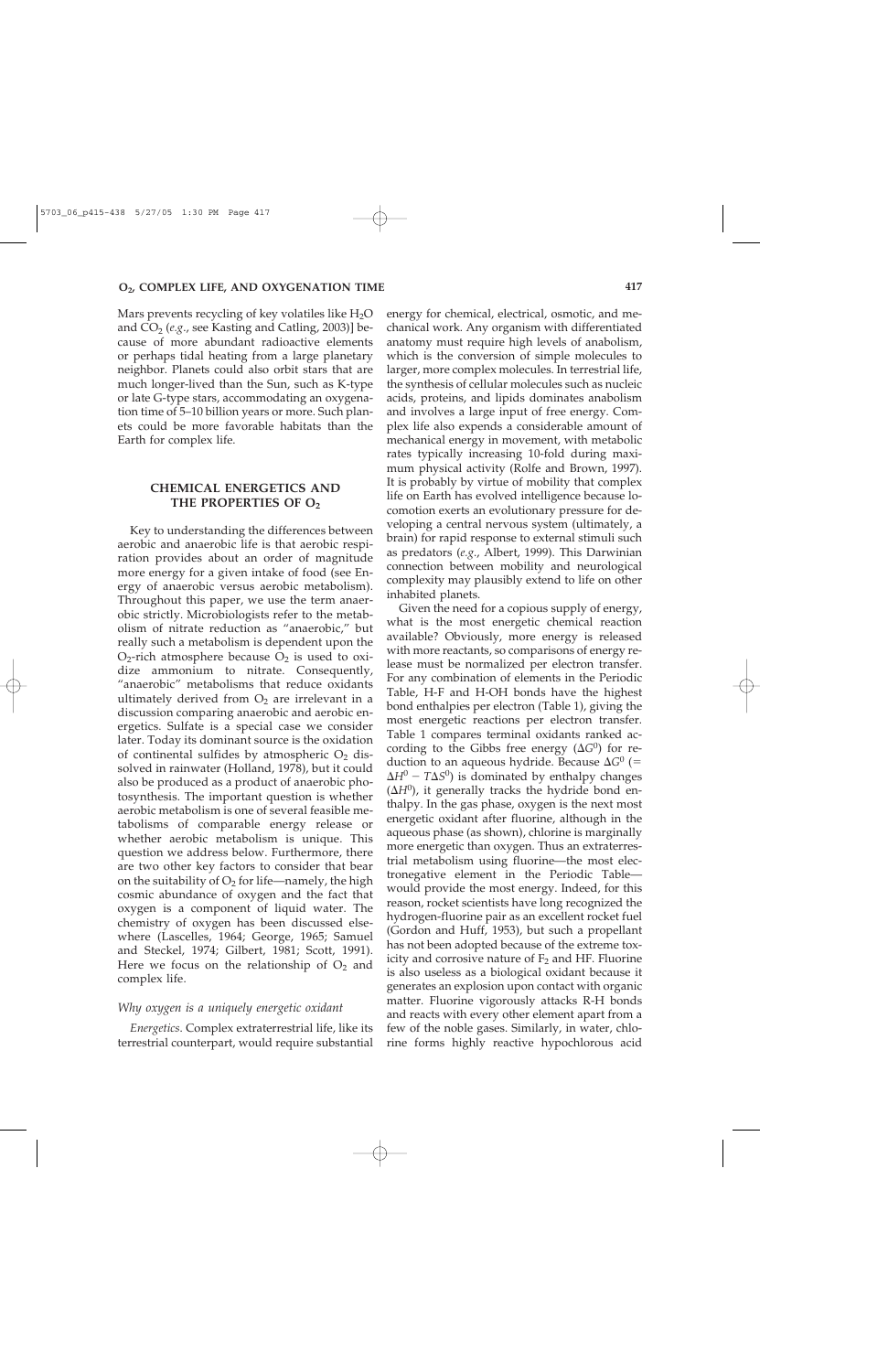Mars prevents recycling of key volatiles like $H_2O$ and $CO_2$ (*e.g.*, see Kasting and Catling, 2003)] because of more abundant radioactive elements or perhaps tidal heating from a large planetary neighbor. Planets could also orbit stars that are much longer-lived than the Sun, such as K-type or late G-type stars, accommodating an oxygenation time of 5–10 billion years or more. Such planets could be more favorable habitats than the Earth for complex life.

## CHEMICAL ENERGETICS AND THE PROPERTIES OF $O_2$

Key to understanding the differences between aerobic and anaerobic life is that aerobic respiration provides about an order of magnitude more energy for a given intake of food (see Energy of anaerobic versus aerobic metabolism). Throughout this paper, we use the term anaerobic strictly. Microbiologists refer to the metabolism of nitrate reduction as "anaerobic," but really such a metabolism is dependent upon the $O_2$-rich atmosphere because $O_2$ is used to oxidize ammonium to nitrate. Consequently, "anaerobic" metabolisms that reduce oxidants ultimately derived from $O_2$ are irrelevant in a discussion comparing anaerobic and aerobic energetics. Sulfate is a special case we consider later. Today its dominant source is the oxidation of continental sulfides by atmospheric $O_2$ dissolved in rainwater (Holland, 1978), but it could also be produced as a product of anaerobic photosynthesis. The important question is whether aerobic metabolism is one of several feasible metabolisms of comparable energy release or whether aerobic metabolism is unique. This question we address below. Furthermore, there are two other key factors to consider that bear on the suitability of $O_2$ for life—namely, the high cosmic abundance of oxygen and the fact that oxygen is a component of liquid water. The chemistry of oxygen has been discussed elsewhere (Lascelles, 1964; George, 1965; Samuel and Steckel, 1974; Gilbert, 1981; Scott, 1991). Here we focus on the relationship of $O_2$ and complex life.

### *Why oxygen is a uniquely energetic oxidant*

*Energetics.* Complex extraterrestrial life, like its terrestrial counterpart, would require substantial energy for chemical, electrical, osmotic, and mechanical work. Any organism with differentiated anatomy must require high levels of anabolism, which is the conversion of simple molecules to larger, more complex molecules. In terrestrial life, the synthesis of cellular molecules such as nucleic acids, proteins, and lipids dominates anabolism and involves a large input of free energy. Complex life also expends a considerable amount of mechanical energy in movement, with metabolic rates typically increasing 10-fold during maximum physical activity (Rolfe and Brown, 1997). It is probably by virtue of mobility that complex life on Earth has evolved intelligence because locomotion exerts an evolutionary pressure for developing a central nervous system (ultimately, a brain) for rapid response to external stimuli such as predators (*e.g.*, Albert, 1999). This Darwinian connection between mobility and neurological complexity may plausibly extend to life on other inhabited planets.

Given the need for a copious supply of energy, what is the most energetic chemical reaction available? Obviously, more energy is released with more reactants, so comparisons of energy release must be normalized per electron transfer. For any combination of elements in the Periodic Table, H-F and H-OH bonds have the highest bond enthalpies per electron (Table 1), giving the most energetic reactions per electron transfer. Table 1 compares terminal oxidants ranked according to the Gibbs free energy ($\Delta G^0$) for reduction to an aqueous hydride. Because $\Delta G^0$ ($= \Delta H^0 - T\Delta S^0$) is dominated by enthalpy changes ($\Delta H^0$), it generally tracks the hydride bond enthalpy. In the gas phase, oxygen is the next most energetic oxidant after fluorine, although in the aqueous phase (as shown), chlorine is marginally more energetic than oxygen. Thus an extraterrestrial metabolism using fluorine—the most electronegative element in the Periodic Table—would provide the most energy. Indeed, for this reason, rocket scientists have long recognized the hydrogen-fluorine pair as an excellent rocket fuel (Gordon and Huff, 1953), but such a propellant has not been adopted because of the extreme toxicity and corrosive nature of $F_2$ and HF. Fluorine is also useless as a biological oxidant because it generates an explosion upon contact with organic matter. Fluorine vigorously attacks R-H bonds and reacts with every other element apart from a few of the noble gases. Similarly, in water, chlorine forms highly reactive hypochlorous acid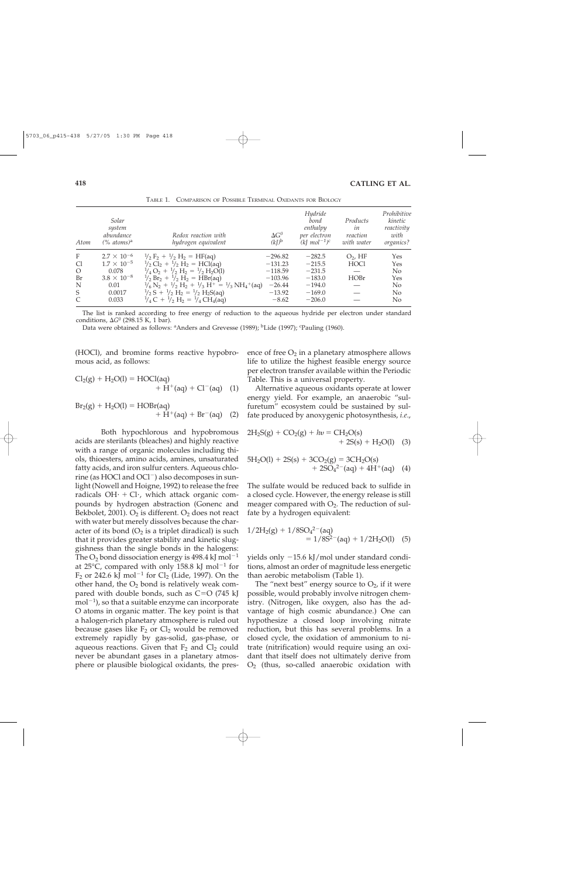TABLE 1. COMPARISON OF POSSIBLE TERMINAL OXIDANTS FOR BIOLOGY

| Atom | Solar system abundance (% atoms)[a] | Redox reaction with hydrogen equivalent | $\Delta G^0$ (kJ)[b] | Hydride bond enthalpy per electron (kJ mol$^{-1}$)[c] | Products in reaction with water | Prohibitive kinetic reactivity with organics? |
|---|---|---|---|---|---|---|
| F | $2.7 \times 10^{-6}$ | $^1/_2\, F_2 + {}^1/_2\, H_2 = HF(aq)$ | −296.82 | −282.5 | $O_2$, HF | Yes |
| Cl | $1.7 \times 10^{-5}$ | $^1/_2\, Cl_2 + {}^1/_2\, H_2 = HCl(aq)$ | −131.23 | −215.5 | HOCl | Yes |
| O | 0.078 | $^1/_4\, O_2 + {}^1/_2\, H_2 = {}^1/_2\, H_2O(l)$ | −118.59 | −231.5 | — | No |
| Br | $3.8 \times 10^{-8}$ | $^1/_2\, Br_2 + {}^1/_2\, H_2 = HBr(aq)$ | −103.96 | −183.0 | HOBr | Yes |
| N | 0.01 | $^1/_6\, N_2 + {}^1/_2\, H_2 + {}^1/_3\, H^+ = {}^1/_3\, NH_4^+(aq)$ | −26.44 | −194.0 | — | No |
| S | 0.0017 | $^1/_2\, S + {}^1/_2\, H_2 = {}^1/_2\, H_2S(aq)$ | −13.92 | −169.0 | — | No |
| C | 0.033 | $^1/_4\, C + {}^1/_2\, H_2 = {}^1/_4\, CH_4(aq)$ | −8.62 | −206.0 | — | No |

The list is ranked according to the free energy of reduction to the aqueous hydride per electron under standard conditions, $\Delta G^0$ (298.15 K, 1 bar).

Data were obtained as follows: [a]Anders and Grevesse (1989); [b]Lide (1997); [c]Pauling (1960).

(HOCl), and bromine forms reactive hypobromous acid, as follows:

$$Cl_2(g) + H_2O(l) = HOCl(aq) + H^+(aq) + Cl^-(aq) \quad (1)$$

$$Br_2(g) + H_2O(l) = HOBr(aq) + H^+(aq) + Br^-(aq) \quad (2)$$

Both hypochlorous and hypobromous acids are sterilants (bleaches) and highly reactive with a range of organic molecules including thiols, thioesters, amino acids, amines, unsaturated fatty acids, and iron sulfur centers. Aqueous chlorine (as HOCl and $OCl^-$) also decomposes in sunlight (Nowell and Hoigne, 1992) to release the free radicals $OH\cdot + Cl\cdot$, which attack organic compounds by hydrogen abstraction (Gonenc and Bekbolet, 2001). $O_2$ is different. $O_2$ does not react with water but merely dissolves because the character of its bond ($O_2$ is a triplet diradical) is such that it provides greater stability and kinetic sluggishness than the single bonds in the halogens: The $O_2$ bond dissociation energy is 498.4 kJ mol$^{-1}$ at 25°C, compared with only 158.8 kJ mol$^{-1}$ for $F_2$ or 242.6 kJ mol$^{-1}$ for $Cl_2$ (Lide, 1997). On the other hand, the $O_2$ bond is relatively weak compared with double bonds, such as C=O (745 kJ mol$^{-1}$), so that a suitable enzyme can incorporate O atoms in organic matter. The key point is that a halogen-rich planetary atmosphere is ruled out because gases like $F_2$ or $Cl_2$ would be removed extremely rapidly by gas-solid, gas-phase, or aqueous reactions. Given that $F_2$ and $Cl_2$ could never be abundant gases in a planetary atmosphere or plausible biological oxidants, the presence of free $O_2$ in a planetary atmosphere allows life to utilize the highest feasible energy source per electron transfer available within the Periodic Table. This is a universal property.

Alternative aqueous oxidants operate at lower energy yield. For example, an anaerobic "sulfuretum" ecosystem could be sustained by sulfate produced by anoxygenic photosynthesis, *i.e.*,

$$2H_2S(g) + CO_2(g) + h\nu = CH_2O(s) + 2S(s) + H_2O(l) \quad (3)$$

$$5H_2O(l) + 2S(s) + 3CO_2(g) = 3CH_2O(s) + 2SO_4^{2-}(aq) + 4H^+(aq) \quad (4)$$

The sulfate would be reduced back to sulfide in a closed cycle. However, the energy release is still meager compared with $O_2$. The reduction of sulfate by a hydrogen equivalent:

$$1/2H_2(g) + 1/8SO_4^{2-}(aq) = 1/8S^{2-}(aq) + 1/2H_2O(l) \quad (5)$$

yields only −15.6 kJ/mol under standard conditions, almost an order of magnitude less energetic than aerobic metabolism (Table 1).

The "next best" energy source to $O_2$, if it were possible, would probably involve nitrogen chemistry. (Nitrogen, like oxygen, also has the advantage of high cosmic abundance.) One can hypothesize a closed loop involving nitrate reduction, but this has several problems. In a closed cycle, the oxidation of ammonium to nitrate (nitrification) would require using an oxidant that itself does not ultimately derive from $O_2$ (thus, so-called anaerobic oxidation with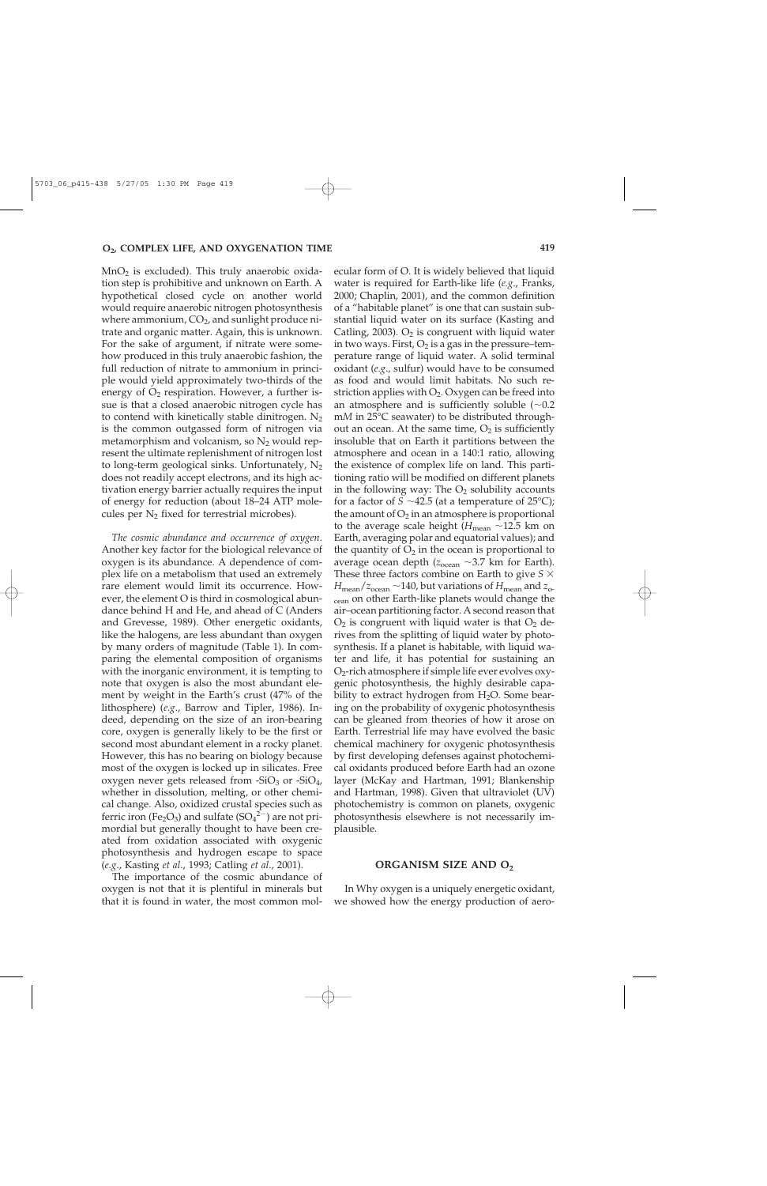$MnO_2$ is excluded). This truly anaerobic oxidation step is prohibitive and unknown on Earth. A hypothetical closed cycle on another world would require anaerobic nitrogen photosynthesis where ammonium, $CO_2$, and sunlight produce nitrate and organic matter. Again, this is unknown. For the sake of argument, if nitrate were somehow produced in this truly anaerobic fashion, the full reduction of nitrate to ammonium in principle would yield approximately two-thirds of the energy of $O_2$ respiration. However, a further issue is that a closed anaerobic nitrogen cycle has to contend with kinetically stable dinitrogen. $N_2$ is the common outgassed form of nitrogen via metamorphism and volcanism, so $N_2$ would represent the ultimate replenishment of nitrogen lost to long-term geological sinks. Unfortunately, $N_2$ does not readily accept electrons, and its high activation energy barrier actually requires the input of energy for reduction (about 18–24 ATP molecules per $N_2$ fixed for terrestrial microbes).

*The cosmic abundance and occurrence of oxygen.* Another key factor for the biological relevance of oxygen is its abundance. A dependence of complex life on a metabolism that used an extremely rare element would limit its occurrence. However, the element O is third in cosmological abundance behind H and He, and ahead of C (Anders and Grevesse, 1989). Other energetic oxidants, like the halogens, are less abundant than oxygen by many orders of magnitude (Table 1). In comparing the elemental composition of organisms with the inorganic environment, it is tempting to note that oxygen is also the most abundant element by weight in the Earth's crust (47% of the lithosphere) (*e.g.*, Barrow and Tipler, 1986). Indeed, depending on the size of an iron-bearing core, oxygen is generally likely to be the first or second most abundant element in a rocky planet. However, this has no bearing on biology because most of the oxygen is locked up in silicates. Free oxygen never gets released from -$SiO_3$ or -$SiO_4$, whether in dissolution, melting, or other chemical change. Also, oxidized crustal species such as ferric iron ($Fe_2O_3$) and sulfate ($SO_4^{2-}$) are not primordial but generally thought to have been created from oxidation associated with oxygenic photosynthesis and hydrogen escape to space (*e.g.*, Kasting *et al.*, 1993; Catling *et al.*, 2001).

The importance of the cosmic abundance of oxygen is not that it is plentiful in minerals but that it is found in water, the most common molecular form of O. It is widely believed that liquid water is required for Earth-like life (*e.g.*, Franks, 2000; Chaplin, 2001), and the common definition of a "habitable planet" is one that can sustain substantial liquid water on its surface (Kasting and Catling, 2003). $O_2$ is congruent with liquid water in two ways. First, $O_2$ is a gas in the pressure–temperature range of liquid water. A solid terminal oxidant (*e.g.*, sulfur) would have to be consumed as food and would limit habitats. No such restriction applies with $O_2$. Oxygen can be freed into an atmosphere and is sufficiently soluble (~0.2 m*M* in 25°C seawater) to be distributed throughout an ocean. At the same time, $O_2$ is sufficiently insoluble that on Earth it partitions between the atmosphere and ocean in a 140:1 ratio, allowing the existence of complex life on land. This partitioning ratio will be modified on different planets in the following way: The $O_2$ solubility accounts for a factor of $S$ ~42.5 (at a temperature of 25°C); the amount of $O_2$ in an atmosphere is proportional to the average scale height ($H_{mean}$ ~12.5 km on Earth, averaging polar and equatorial values); and the quantity of $O_2$ in the ocean is proportional to average ocean depth ($z_{ocean}$ ~3.7 km for Earth). These three factors combine on Earth to give $S \times H_{mean}/z_{ocean}$ ~140, but variations of $H_{mean}$ and $z_{ocean}$ on other Earth-like planets would change the air–ocean partitioning factor. A second reason that $O_2$ is congruent with liquid water is that $O_2$ derives from the splitting of liquid water by photosynthesis. If a planet is habitable, with liquid water and life, it has potential for sustaining an $O_2$-rich atmosphere if simple life ever evolves oxygenic photosynthesis, the highly desirable capability to extract hydrogen from $H_2O$. Some bearing on the probability of oxygenic photosynthesis can be gleaned from theories of how it arose on Earth. Terrestrial life may have evolved the basic chemical machinery for oxygenic photosynthesis by first developing defenses against photochemical oxidants produced before Earth had an ozone layer (McKay and Hartman, 1991; Blankenship and Hartman, 1998). Given that ultraviolet (UV) photochemistry is common on planets, oxygenic photosynthesis elsewhere is not necessarily implausible.

## ORGANISM SIZE AND $O_2$

In Why oxygen is a uniquely energetic oxidant, we showed how the energy production of aero-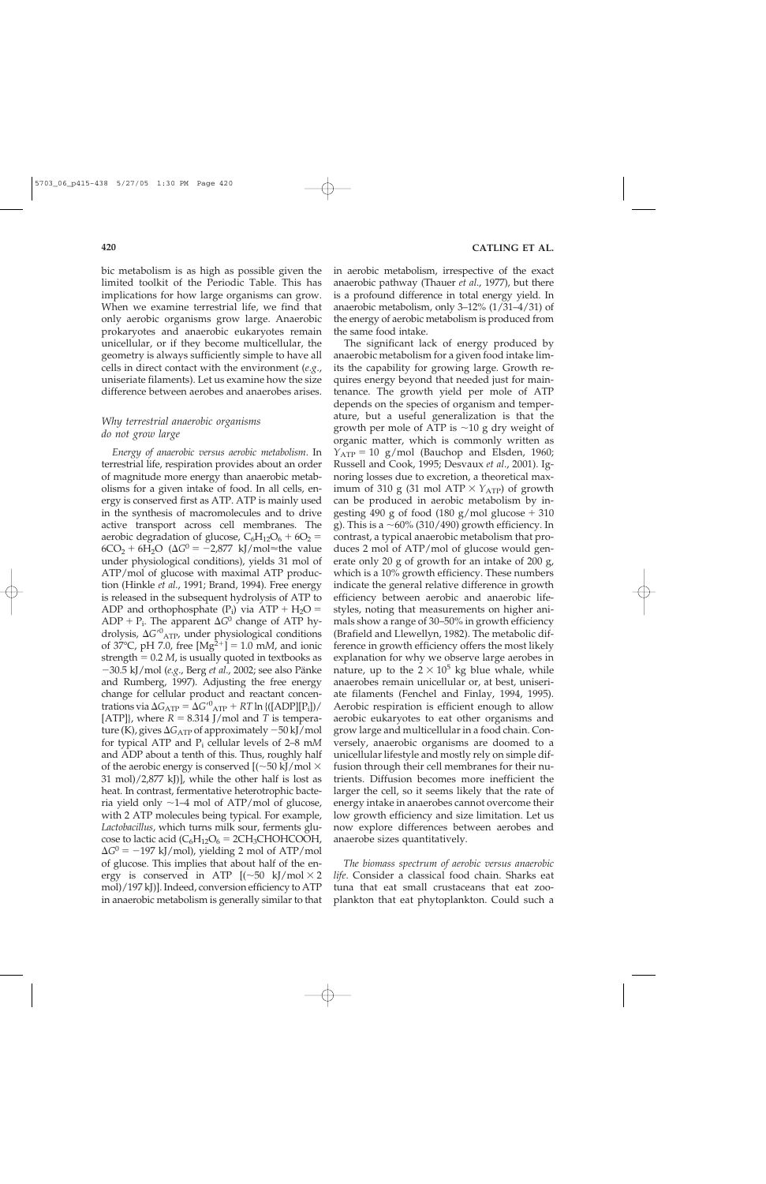bic metabolism is as high as possible given the limited toolkit of the Periodic Table. This has implications for how large organisms can grow. When we examine terrestrial life, we find that only aerobic organisms grow large. Anaerobic prokaryotes and anaerobic eukaryotes remain unicellular, or if they become multicellular, the geometry is always sufficiently simple to have all cells in direct contact with the environment (*e.g.*, uniseriate filaments). Let us examine how the size difference between aerobes and anaerobes arises.

### *Why terrestrial anaerobic organisms do not grow large*

*Energy of anaerobic versus aerobic metabolism.* In terrestrial life, respiration provides about an order of magnitude more energy than anaerobic metabolisms for a given intake of food. In all cells, energy is conserved first as ATP. ATP is mainly used in the synthesis of macromolecules and to drive active transport across cell membranes. The aerobic degradation of glucose, $C_6H_{12}O_6 + 6O_2 = 6CO_2 + 6H_2O$ ($\Delta G^0 = -2{,}877$ kJ/mol≈the value under physiological conditions), yields 31 mol of ATP/mol of glucose with maximal ATP production (Hinkle *et al.*, 1991; Brand, 1994). Free energy is released in the subsequent hydrolysis of ATP to ADP and orthophosphate ($P_i$) via ATP + $H_2O$ = ADP + $P_i$. The apparent $\Delta G^0$ change of ATP hydrolysis, $\Delta G'^0_{ATP}$, under physiological conditions of 37°C, pH 7.0, free $[Mg^{2+}] = 1.0$ m*M*, and ionic strength = 0.2 *M*, is usually quoted in textbooks as −30.5 kJ/mol (*e.g.*, Berg *et al.*, 2002; see also Pänke and Rumberg, 1997). Adjusting the free energy change for cellular product and reactant concentrations via $\Delta G_{ATP} = \Delta G'^0_{ATP} + RT \ln\{([ADP][P_i])/[ATP]\}$, where $R = 8.314$ J/mol and $T$ is temperature (K), gives $\Delta G_{ATP}$ of approximately −50 kJ/mol for typical ATP and $P_i$ cellular levels of 2–8 m*M* and ADP about a tenth of this. Thus, roughly half of the aerobic energy is conserved [(~50 kJ/mol × 31 mol)/2,877 kJ)], while the other half is lost as heat. In contrast, fermentative heterotrophic bacteria yield only ~1–4 mol of ATP/mol of glucose, with 2 ATP molecules being typical. For example, *Lactobacillus*, which turns milk sour, ferments glucose to lactic acid ($C_6H_{12}O_6 = 2CH_3CHOHCOOH$, $\Delta G^0 = -197$ kJ/mol), yielding 2 mol of ATP/mol of glucose. This implies that about half of the energy is conserved in ATP [(~50 kJ/mol × 2 mol)/197 kJ)]. Indeed, conversion efficiency to ATP in anaerobic metabolism is generally similar to that in aerobic metabolism, irrespective of the exact anaerobic pathway (Thauer *et al.*, 1977), but there is a profound difference in total energy yield. In anaerobic metabolism, only 3–12% (1/31–4/31) of the energy of aerobic metabolism is produced from the same food intake.

The significant lack of energy produced by anaerobic metabolism for a given food intake limits the capability for growing large. Growth requires energy beyond that needed just for maintenance. The growth yield per mole of ATP depends on the species of organism and temperature, but a useful generalization is that the growth per mole of ATP is ~10 g dry weight of organic matter, which is commonly written as $Y_{ATP} = 10$ g/mol (Bauchop and Elsden, 1960; Russell and Cook, 1995; Desvaux *et al.*, 2001). Ignoring losses due to excretion, a theoretical maximum of 310 g (31 mol ATP × $Y_{ATP}$) of growth can be produced in aerobic metabolism by ingesting 490 g of food (180 g/mol glucose + 310 g). This is a ~60% (310/490) growth efficiency. In contrast, a typical anaerobic metabolism that produces 2 mol of ATP/mol of glucose would generate only 20 g of growth for an intake of 200 g, which is a 10% growth efficiency. These numbers indicate the general relative difference in growth efficiency between aerobic and anaerobic lifestyles, noting that measurements on higher animals show a range of 30–50% in growth efficiency (Brafield and Llewellyn, 1982). The metabolic difference in growth efficiency offers the most likely explanation for why we observe large aerobes in nature, up to the $2 \times 10^5$ kg blue whale, while anaerobes remain unicellular or, at best, uniseriate filaments (Fenchel and Finlay, 1994, 1995). Aerobic respiration is efficient enough to allow aerobic eukaryotes to eat other organisms and grow large and multicellular in a food chain. Conversely, anaerobic organisms are doomed to a unicellular lifestyle and mostly rely on simple diffusion through their cell membranes for their nutrients. Diffusion becomes more inefficient the larger the cell, so it seems likely that the rate of energy intake in anaerobes cannot overcome their low growth efficiency and size limitation. Let us now explore differences between aerobes and anaerobe sizes quantitatively.

*The biomass spectrum of aerobic versus anaerobic life.* Consider a classical food chain. Sharks eat tuna that eat small crustaceans that eat zooplankton that eat phytoplankton. Could such a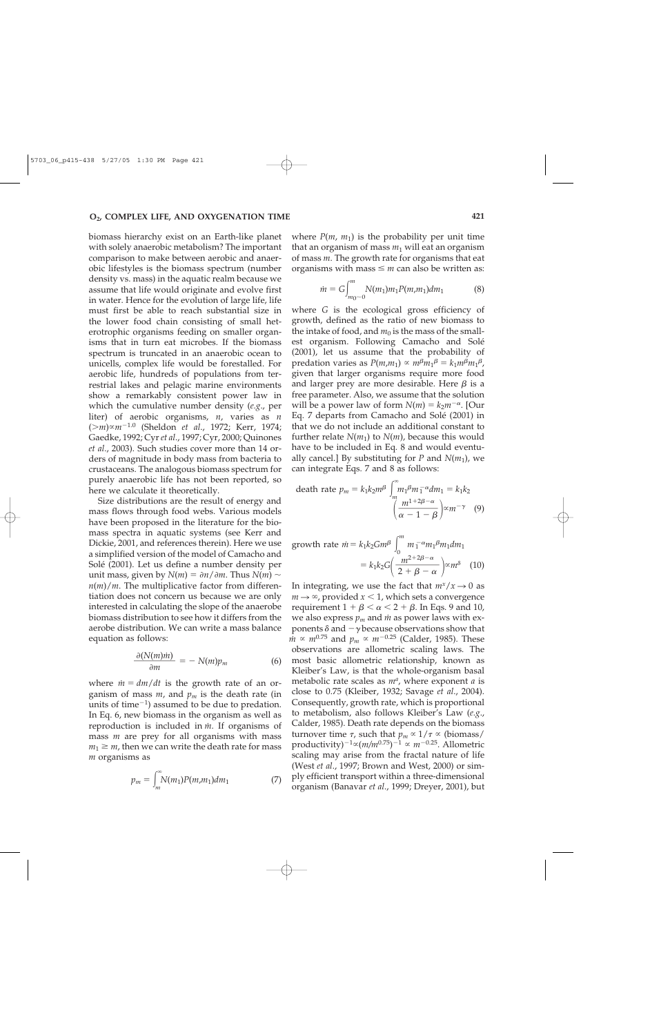biomass hierarchy exist on an Earth-like planet with solely anaerobic metabolism? The important comparison to make between aerobic and anaerobic lifestyles is the biomass spectrum (number density vs. mass) in the aquatic realm because we assume that life would originate and evolve first in water. Hence for the evolution of large life, life must first be able to reach substantial size in the lower food chain consisting of small heterotrophic organisms feeding on smaller organisms that in turn eat microbes. If the biomass spectrum is truncated in an anaerobic ocean to unicells, complex life would be forestalled. For aerobic life, hundreds of populations from terrestrial lakes and pelagic marine environments show a remarkably consistent power law in which the cumulative number density (*e.g.*, per liter) of aerobic organisms, $n$, varies as $n\ (>m) \propto m^{-1.0}$ (Sheldon *et al.*, 1972; Kerr, 1974; Gaedke, 1992; Cyr *et al.*, 1997; Cyr, 2000; Quinones *et al.*, 2003). Such studies cover more than 14 orders of magnitude in body mass from bacteria to crustaceans. The analogous biomass spectrum for purely anaerobic life has not been reported, so here we calculate it theoretically.

Size distributions are the result of energy and mass flows through food webs. Various models have been proposed in the literature for the biomass spectra in aquatic systems (see Kerr and Dickie, 2001, and references therein). Here we use a simplified version of the model of Camacho and Solé (2001). Let us define a number density per unit mass, given by $N(m) = \partial n/\partial m$. Thus $N(m) \sim n(m)/m$. The multiplicative factor from differentiation does not concern us because we are only interested in calculating the slope of the anaerobe biomass distribution to see how it differs from the aerobe distribution. We can write a mass balance equation as follows:

$$\frac{\partial (N(m)\dot{m})}{\partial m} = -N(m)p_m \qquad (6)$$

where $\dot{m} = dm/dt$ is the growth rate of an organism of mass $m$, and $p_m$ is the death rate (in units of time$^{-1}$) assumed to be due to predation. In Eq. 6, new biomass in the organism as well as reproduction is included in $\dot{m}$. If organisms of mass $m$ are prey for all organisms with mass $m_1 \geq m$, then we can write the death rate for mass $m$ organisms as

$$p_m = \int_m^\infty N(m_1)P(m,m_1)dm_1 \qquad (7)$$

where $P(m, m_1)$ is the probability per unit time that an organism of mass $m_1$ will eat an organism of mass $m$. The growth rate for organisms that eat organisms with mass $\leq m$ can also be written as:

$$\dot{m} = G\int_{m_0 \sim 0}^{m} N(m_1)m_1P(m,m_1)dm_1 \qquad (8)$$

where $G$ is the ecological gross efficiency of growth, defined as the ratio of new biomass to the intake of food, and $m_0$ is the mass of the smallest organism. Following Camacho and Solé (2001), let us assume that the probability of predation varies as $P(m,m_1) \propto m^\beta m_1^\beta = k_1 m^\beta m_1^\beta$, given that larger organisms require more food and larger prey are more desirable. Here $\beta$ is a free parameter. Also, we assume that the solution will be a power law of form $N(m) = k_2 m^{-\alpha}$. [Our Eq. 7 departs from Camacho and Solé (2001) in that we do not include an additional constant to further relate $N(m_1)$ to $N(m)$, because this would have to be included in Eq. 8 and would eventually cancel.] By substituting for $P$ and $N(m_1)$, we can integrate Eqs. 7 and 8 as follows:

$$\text{death rate } p_m = k_1k_2m^\beta \int_m^\infty m_1^\beta m_1^{-\alpha} dm_1 = k_1k_2\left(\frac{m^{1+2\beta-\alpha}}{\alpha - 1 - \beta}\right) \propto m^{-\gamma} \qquad (9)$$

$$\text{growth rate } \dot{m} = k_1k_2Gm^\beta \int_0^m m_1^{-\alpha}m_1^\beta m_1 dm_1 = k_1k_2G\left(\frac{m^{2+2\beta-\alpha}}{2+\beta-\alpha}\right) \propto m^\delta \qquad (10)$$

In integrating, we use the fact that $m^x/x \rightarrow 0$ as $m \rightarrow \infty$, provided $x < 1$, which sets a convergence requirement $1 + \beta < \alpha < 2 + \beta$. In Eqs. 9 and 10, we also express $p_m$ and $\dot{m}$ as power laws with exponents $\delta$ and $-\gamma$ because observations show that $\dot{m} \propto m^{0.75}$ and $p_m \propto m^{-0.25}$ (Calder, 1985). These observations are allometric scaling laws. The most basic allometric relationship, known as Kleiber's Law, is that the whole-organism basal metabolic rate scales as $m^a$, where exponent $a$ is close to 0.75 (Kleiber, 1932; Savage *et al.*, 2004). Consequently, growth rate, which is proportional to metabolism, also follows Kleiber's Law (*e.g.*, Calder, 1985). Death rate depends on the biomass turnover time $\tau$, such that $p_m \propto 1/\tau \propto$ (biomass/productivity)$^{-1} \propto (m/m^{0.75})^{-1} \propto m^{-0.25}$. Allometric scaling may arise from the fractal nature of life (West *et al.*, 1997; Brown and West, 2000) or simply efficient transport within a three-dimensional organism (Banavar *et al.*, 1999; Dreyer, 2001), but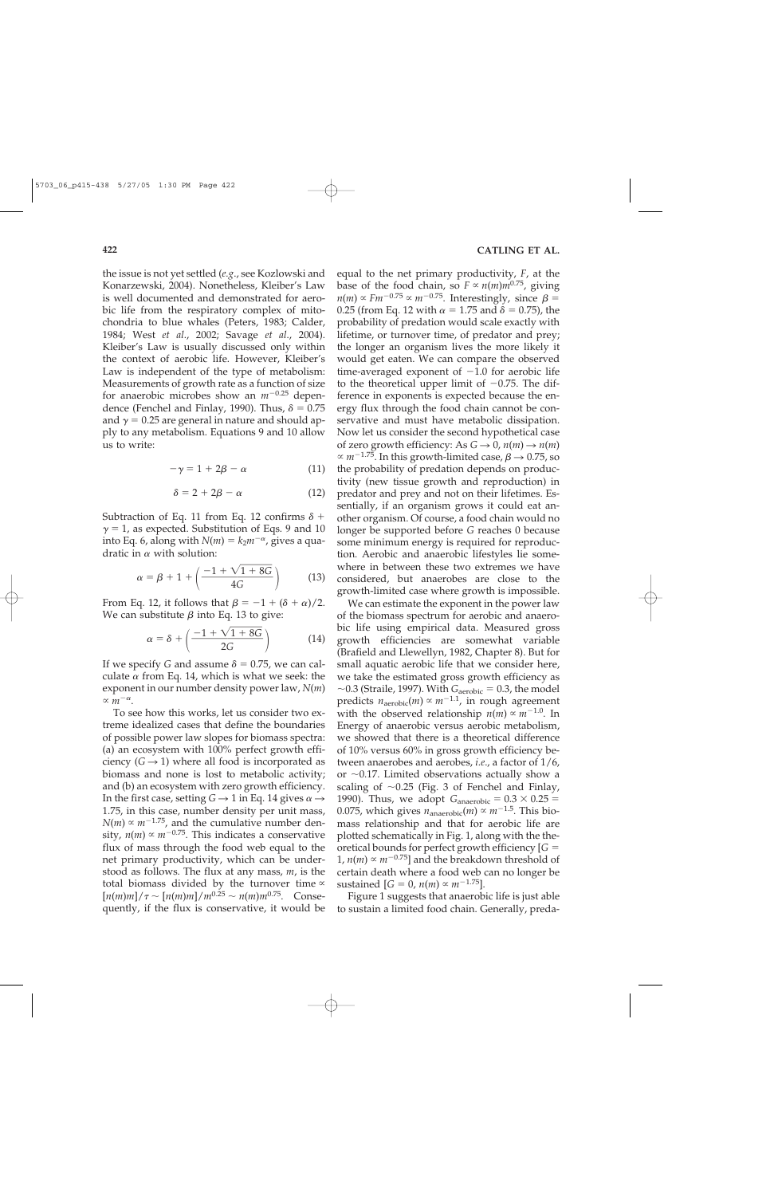the issue is not yet settled (*e.g.*, see Kozlowski and Konarzewski, 2004). Nonetheless, Kleiber's Law is well documented and demonstrated for aerobic life from the respiratory complex of mitochondria to blue whales (Peters, 1983; Calder, 1984; West *et al*., 2002; Savage *et al*., 2004). Kleiber's Law is usually discussed only within the context of aerobic life. However, Kleiber's Law is independent of the type of metabolism: Measurements of growth rate as a function of size for anaerobic microbes show an $m^{-0.25}$ dependence (Fenchel and Finlay, 1990). Thus, $\delta = 0.75$ and $\gamma = 0.25$ are general in nature and should apply to any metabolism. Equations 9 and 10 allow us to write:

$$-\gamma = 1 + 2\beta - \alpha \tag{11}$$

$$\delta = 2 + 2\beta - \alpha \tag{12}$$

Subtraction of Eq. 11 from Eq. 12 confirms $\delta + \gamma = 1$, as expected. Substitution of Eqs. 9 and 10 into Eq. 6, along with $N(m) = k_2 m^{-\alpha}$, gives a quadratic in $\alpha$ with solution:

$$\alpha = \beta + 1 + \left(\frac{-1 + \sqrt{1 + 8G}}{4G}\right) \tag{13}$$

From Eq. 12, it follows that $\beta = -1 + (\delta + \alpha)/2$. We can substitute $\beta$ into Eq. 13 to give:

$$\alpha = \delta + \left(\frac{-1 + \sqrt{1 + 8G}}{2G}\right) \tag{14}$$

If we specify $G$ and assume $\delta = 0.75$, we can calculate $\alpha$ from Eq. 14, which is what we seek: the exponent in our number density power law, $N(m) \propto m^{-\alpha}$.

To see how this works, let us consider two extreme idealized cases that define the boundaries of possible power law slopes for biomass spectra: (a) an ecosystem with 100% perfect growth efficiency ($G \rightarrow 1$) where all food is incorporated as biomass and none is lost to metabolic activity; and (b) an ecosystem with zero growth efficiency. In the first case, setting $G \rightarrow 1$ in Eq. 14 gives $\alpha \rightarrow 1.75$, in this case, number density per unit mass, $N(m) \propto m^{-1.75}$, and the cumulative number density, $n(m) \propto m^{-0.75}$. This indicates a conservative flux of mass through the food web equal to the net primary productivity, which can be understood as follows. The flux at any mass, $m$, is the total biomass divided by the turnover time $\propto [n(m)m]/\tau \sim [n(m)m]/m^{0.25} \sim n(m)m^{0.75}$. Consequently, if the flux is conservative, it would be equal to the net primary productivity, $F$, at the base of the food chain, so $F \propto n(m)m^{0.75}$, giving $n(m) \propto Fm^{-0.75} \propto m^{-0.75}$. Interestingly, since $\beta = 0.25$ (from Eq. 12 with $\alpha = 1.75$ and $\delta = 0.75$), the probability of predation would scale exactly with lifetime, or turnover time, of predator and prey; the longer an organism lives the more likely it would get eaten. We can compare the observed time-averaged exponent of $-1.0$ for aerobic life to the theoretical upper limit of $-0.75$. The difference in exponents is expected because the energy flux through the food chain cannot be conservative and must have metabolic dissipation. Now let us consider the second hypothetical case of zero growth efficiency: As $G \rightarrow 0$, $n(m) \rightarrow n(m) \propto m^{-1.75}$. In this growth-limited case, $\beta \rightarrow 0.75$, so the probability of predation depends on productivity (new tissue growth and reproduction) in predator and prey and not on their lifetimes. Essentially, if an organism grows it could eat another organism. Of course, a food chain would no longer be supported before $G$ reaches 0 because some minimum energy is required for reproduction. Aerobic and anaerobic lifestyles lie somewhere in between these two extremes we have considered, but anaerobes are close to the growth-limited case where growth is impossible.

We can estimate the exponent in the power law of the biomass spectrum for aerobic and anaerobic life using empirical data. Measured gross growth efficiencies are somewhat variable (Brafield and Llewellyn, 1982, Chapter 8). But for small aquatic aerobic life that we consider here, we take the estimated gross growth efficiency as ~0.3 (Straile, 1997). With $G_{\text{aerobic}} = 0.3$, the model predicts $n_{\text{aerobic}}(m) \propto m^{-1.1}$, in rough agreement with the observed relationship $n(m) \propto m^{-1.0}$. In Energy of anaerobic versus aerobic metabolism, we showed that there is a theoretical difference of 10% versus 60% in gross growth efficiency between anaerobes and aerobes, *i.e.*, a factor of 1/6, or ~0.17. Limited observations actually show a scaling of ~0.25 (Fig. 3 of Fenchel and Finlay, 1990). Thus, we adopt $G_{\text{anaerobic}} = 0.3 \times 0.25 = 0.075$, which gives $n_{\text{anaerobic}}(m) \propto m^{-1.5}$. This biomass relationship and that for aerobic life are plotted schematically in Fig. 1, along with the theoretical bounds for perfect growth efficiency [$G = 1$, $n(m) \propto m^{-0.75}$] and the breakdown threshold of certain death where a food web can no longer be sustained [$G = 0$, $n(m) \propto m^{-1.75}$].

Figure 1 suggests that anaerobic life is just able to sustain a limited food chain. Generally, preda-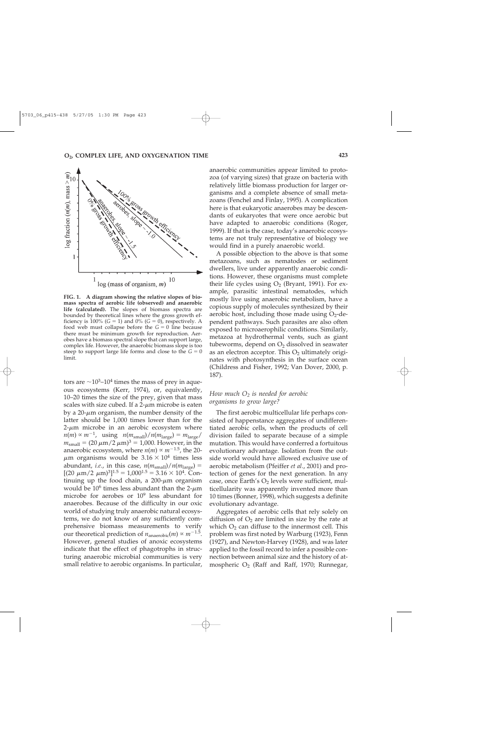FIG. 1. **A diagram showing the relative slopes of biomass spectra of aerobic life (observed) and anaerobic life (calculated).** The slopes of biomass spectra are bounded by theoretical lines where the gross growth efficiency is 100% ($G = 1$) and 0% ($G = 0$), respectively. A food web must collapse before the $G = 0$ line because there must be minimum growth for reproduction. Aerobes have a biomass spectral slope that can support large, complex life. However, the anaerobic biomass slope is too steep to support large life forms and close to the $G = 0$ limit.

tors are $\sim 10^3$–$10^4$ times the mass of prey in aqueous ecosystems (Kerr, 1974), or, equivalently, 10–20 times the size of the prey, given that mass scales with size cubed. If a 2-$\mu$m microbe is eaten by a 20-$\mu$m organism, the number density of the latter should be 1,000 times lower than for the 2-$\mu$m microbe in an aerobic ecosystem where $n(m) \propto m^{-1}$, using $n(m_{small})/n(m_{large}) = m_{large}/m_{small} = (20\ \mu m/2\ \mu m)^3 = 1{,}000$. However, in the anaerobic ecosystem, where $n(m) \propto m^{-1.5}$, the 20-$\mu$m organisms would be $3.16 \times 10^4$ times less abundant, *i.e.*, in this case, $n(m_{small})/n(m_{large}) = [(20\ \mu m/2\ \mu m)^3]^{1.5} = 1{,}000^{1.5} = 3.16 \times 10^4$. Continuing up the food chain, a 200-$\mu$m organism would be $10^6$ times less abundant than the 2-$\mu$m microbe for aerobes or $10^9$ less abundant for anaerobes. Because of the difficulty in our oxic world of studying truly anaerobic natural ecosystems, we do not know of any sufficiently comprehensive biomass measurements to verify our theoretical prediction of $n_{anaerobic}(m) \propto m^{-1.5}$. However, general studies of anoxic ecosystems indicate that the effect of phagotrophs in structuring anaerobic microbial communities is very small relative to aerobic organisms. In particular, anaerobic communities appear limited to protozoa (of varying sizes) that graze on bacteria with relatively little biomass production for larger organisms and a complete absence of small metazoans (Fenchel and Finlay, 1995). A complication here is that eukaryotic anaerobes may be descendants of eukaryotes that were once aerobic but have adapted to anaerobic conditions (Roger, 1999). If that is the case, today's anaerobic ecosystems are not truly representative of biology we would find in a purely anaerobic world.

A possible objection to the above is that some metazoans, such as nematodes or sediment dwellers, live under apparently anaerobic conditions. However, these organisms must complete their life cycles using $O_2$ (Bryant, 1991). For example, parasitic intestinal nematodes, which mostly live using anaerobic metabolism, have a copious supply of molecules synthesized by their aerobic host, including those made using $O_2$-dependent pathways. Such parasites are also often exposed to microaerophilic conditions. Similarly, metazoa at hydrothermal vents, such as giant tubeworms, depend on $O_2$ dissolved in seawater as an electron acceptor. This $O_2$ ultimately originates with photosynthesis in the surface ocean (Childress and Fisher, 1992; Van Dover, 2000, p. 187).

### *How much $O_2$ is needed for aerobic organisms to grow large?*

The first aerobic multicellular life perhaps consisted of happenstance aggregates of undifferentiated aerobic cells, when the products of cell division failed to separate because of a simple mutation. This would have conferred a fortuitous evolutionary advantage. Isolation from the outside world would have allowed exclusive use of aerobic metabolism (Pfeiffer *et al.*, 2001) and protection of genes for the next generation. In any case, once Earth's $O_2$ levels were sufficient, multicellularity was apparently invented more than 10 times (Bonner, 1998), which suggests a definite evolutionary advantage.

Aggregates of aerobic cells that rely solely on diffusion of $O_2$ are limited in size by the rate at which $O_2$ can diffuse to the innermost cell. This problem was first noted by Warburg (1923), Fenn (1927), and Newton-Harvey (1928), and was later applied to the fossil record to infer a possible connection between animal size and the history of atmospheric $O_2$ (Raff and Raff, 1970; Runnegar,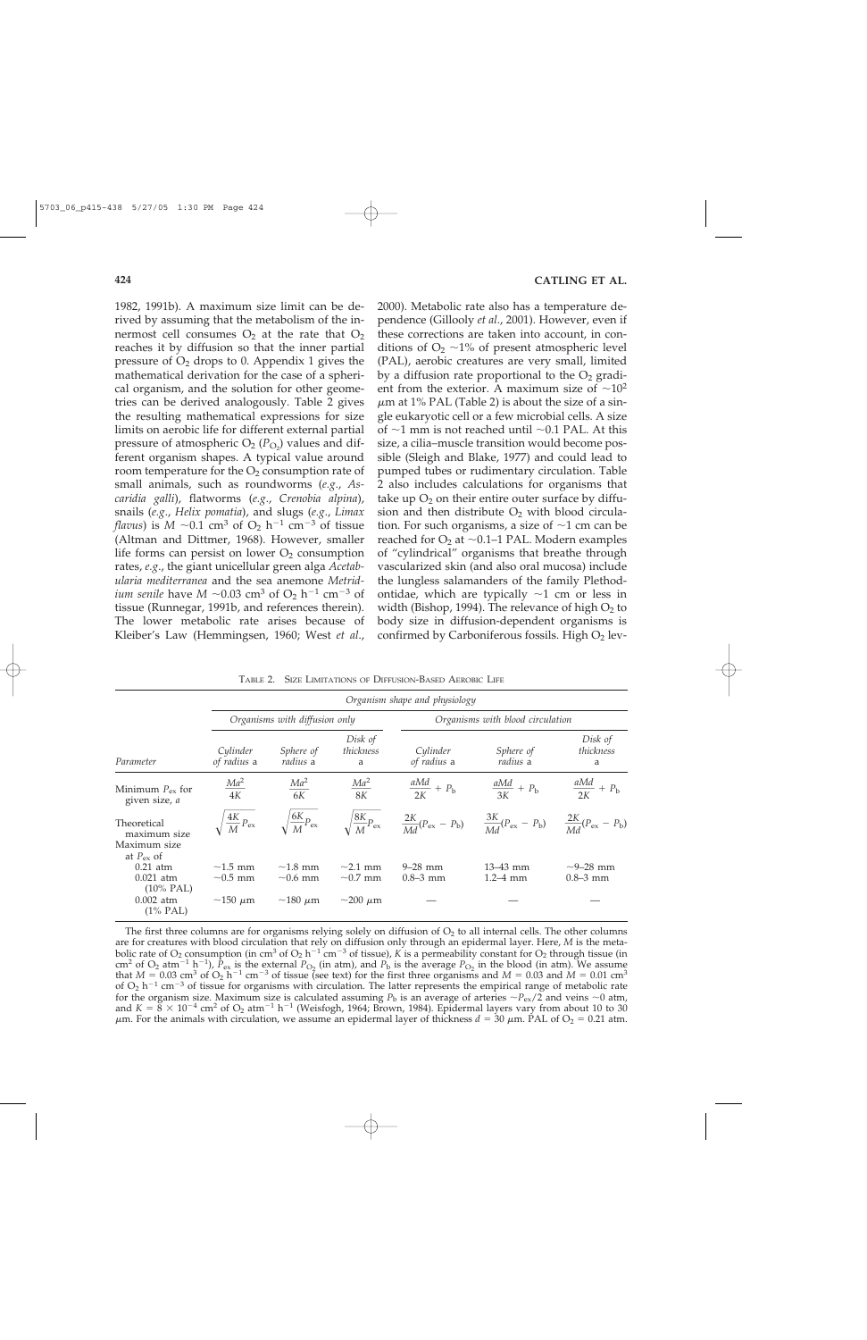1982, 1991b). A maximum size limit can be derived by assuming that the metabolism of the innermost cell consumes $O_2$ at the rate that $O_2$ reaches it by diffusion so that the inner partial pressure of $O_2$ drops to 0. Appendix 1 gives the mathematical derivation for the case of a spherical organism, and the solution for other geometries can be derived analogously. Table 2 gives the resulting mathematical expressions for size limits on aerobic life for different external partial pressure of atmospheric $O_2$ ($P_{O_2}$) values and different organism shapes. A typical value around room temperature for the $O_2$ consumption rate of small animals, such as roundworms (*e.g.*, *Ascaridia galli*), flatworms (*e.g.*, *Crenobia alpina*), snails (*e.g.*, *Helix pomatia*), and slugs (*e.g.*, *Limax flavus*) is $M \sim 0.1$ $cm^3$ of $O_2$ $h^{-1}$ $cm^{-3}$ of tissue (Altman and Dittmer, 1968). However, smaller life forms can persist on lower $O_2$ consumption rates, *e.g.*, the giant unicellular green alga *Acetabularia mediterranea* and the sea anemone *Metridium senile* have $M \sim 0.03$ $cm^3$ of $O_2$ $h^{-1}$ $cm^{-3}$ of tissue (Runnegar, 1991b, and references therein). The lower metabolic rate arises because of Kleiber's Law (Hemmingsen, 1960; West *et al.*, 2000). Metabolic rate also has a temperature dependence (Gillooly *et al.*, 2001). However, even if these corrections are taken into account, in conditions of $O_2$ ~1% of present atmospheric level (PAL), aerobic creatures are very small, limited by a diffusion rate proportional to the $O_2$ gradient from the exterior. A maximum size of $\sim 10^2$ $\mu$m at 1% PAL (Table 2) is about the size of a single eukaryotic cell or a few microbial cells. A size of ~1 mm is not reached until ~0.1 PAL. At this size, a cilia–muscle transition would become possible (Sleigh and Blake, 1977) and could lead to pumped tubes or rudimentary circulation. Table 2 also includes calculations for organisms that take up $O_2$ on their entire outer surface by diffusion and then distribute $O_2$ with blood circulation. For such organisms, a size of ~1 cm can be reached for $O_2$ at ~0.1–1 PAL. Modern examples of "cylindrical" organisms that breathe through vascularized skin (and also oral mucosa) include the lungless salamanders of the family Plethodontidae, which are typically ~1 cm or less in width (Bishop, 1994). The relevance of high $O_2$ to body size in diffusion-dependent organisms is confirmed by Carboniferous fossils. High $O_2$ lev-

Table 2. Size Limitations of Diffusion-Based Aerobic Life

| | *Organism shape and physiology* | | | | | |
|---|---|---|---|---|---|---|
| | *Organisms with diffusion only* | | | *Organisms with blood circulation* | | |
| *Parameter* | *Cylinder of radius* a | *Sphere of radius* a | *Disk of thickness* a | *Cylinder of radius* a | *Sphere of radius* a | *Disk of thickness* a |
| Minimum $P_{ex}$ for given size, *a* | $\frac{Ma^2}{4K}$ | $\frac{Ma^2}{6K}$ | $\frac{Ma^2}{8K}$ | $\frac{aMd}{2K} + P_b$ | $\frac{aMd}{3K} + P_b$ | $\frac{aMd}{2K} + P_b$ |
| Theoretical maximum size | $\sqrt{\frac{4K}{M}P_{ex}}$ | $\sqrt{\frac{6K}{M}P_{ex}}$ | $\sqrt{\frac{8K}{M}P_{ex}}$ | $\frac{2K}{Md}(P_{ex} - P_b)$ | $\frac{3K}{Md}(P_{ex} - P_b)$ | $\frac{2K}{Md}(P_{ex} - P_b)$ |
| Maximum size at $P_{ex}$ of | | | | | | |
| 0.21 atm | ~1.5 mm | ~1.8 mm | ~2.1 mm | 9–28 mm | 13–43 mm | ~9–28 mm |
| 0.021 atm (10% PAL) | ~0.5 mm | ~0.6 mm | ~0.7 mm | 0.8–3 mm | 1.2–4 mm | 0.8–3 mm |
| 0.002 atm (1% PAL) | ~150 $\mu$m | ~180 $\mu$m | ~200 $\mu$m | — | — | — |

The first three columns are for organisms relying solely on diffusion of $O_2$ to all internal cells. The other columns are for creatures with blood circulation that rely on diffusion only through an epidermal layer. Here, *M* is the metabolic rate of $O_2$ consumption (in $cm^3$ of $O_2$ $h^{-1}$ $cm^{-3}$ of tissue), *K* is a permeability constant for $O_2$ through tissue (in $cm^2$ of $O_2$ $atm^{-1}$ $h^{-1}$), $P_{ex}$ is the external $P_{O_2}$ (in atm), and $P_b$ is the average $P_{O_2}$ in the blood (in atm). We assume that $M = 0.03$ $cm^3$ of $O_2$ $h^{-1}$ $cm^{-3}$ of tissue (see text) for the first three organisms and $M = 0.03$ and $M = 0.01$ $cm^3$ of $O_2$ $h^{-1}$ $cm^{-3}$ of tissue for organisms with circulation. The latter represents the empirical range of metabolic rate for the organism size. Maximum size is calculated assuming $P_b$ is an average of arteries $\sim P_{ex}/2$ and veins ~0 atm, and $K = 8 \times 10^{-4}$ $cm^2$ of $O_2$ $atm^{-1}$ $h^{-1}$ (Weisfogh, 1964; Brown, 1984). Epidermal layers vary from about 10 to 30 $\mu$m. For the animals with circulation, we assume an epidermal layer of thickness $d = 30$ $\mu$m. PAL of $O_2$ = 0.21 atm.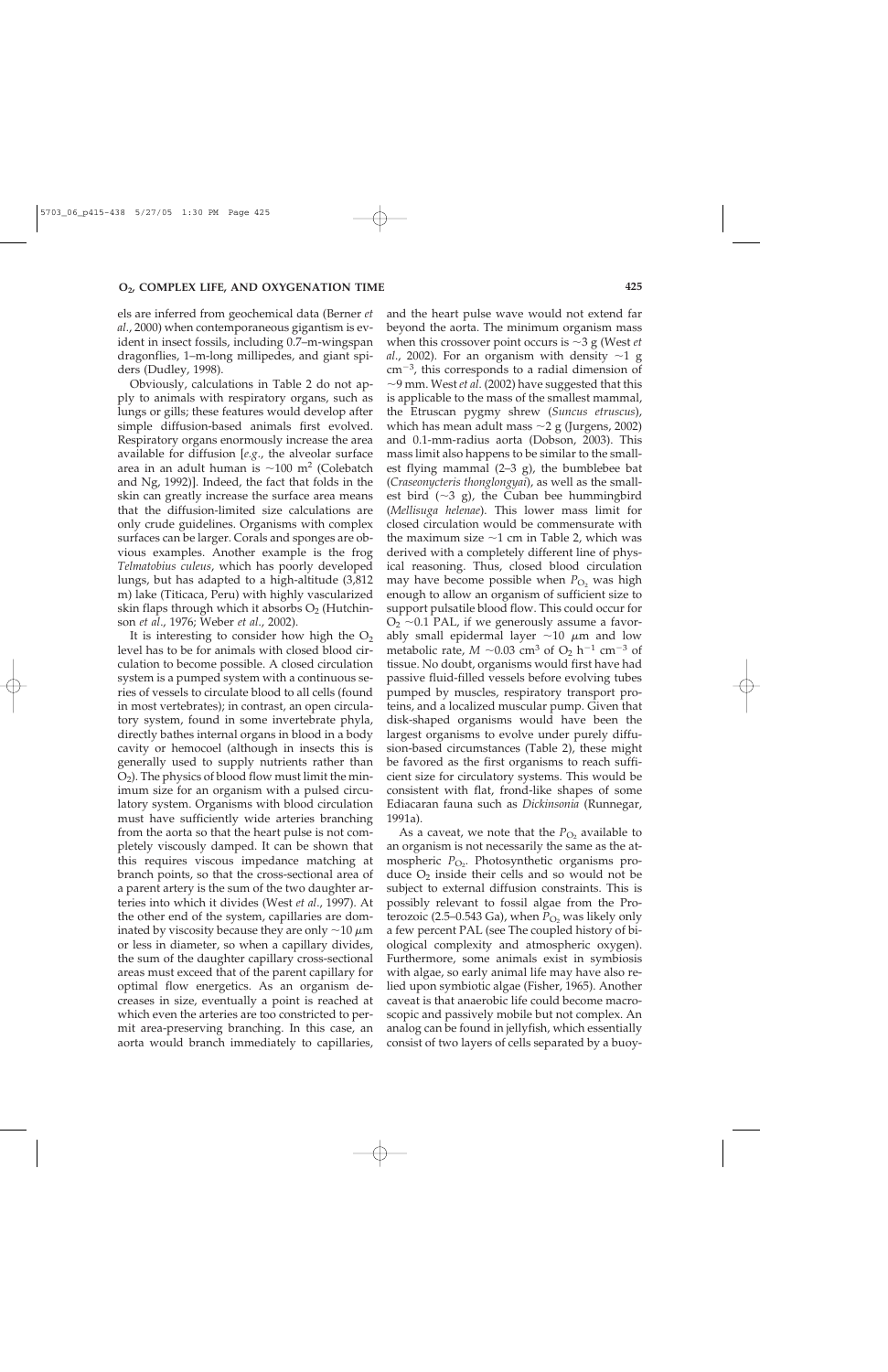els are inferred from geochemical data (Berner *et al.*, 2000) when contemporaneous gigantism is evident in insect fossils, including 0.7–m-wingspan dragonflies, 1–m-long millipedes, and giant spiders (Dudley, 1998).

Obviously, calculations in Table 2 do not apply to animals with respiratory organs, such as lungs or gills; these features would develop after simple diffusion-based animals first evolved. Respiratory organs enormously increase the area available for diffusion [*e.g.*, the alveolar surface area in an adult human is ~100 m$^2$ (Colebatch and Ng, 1992)]. Indeed, the fact that folds in the skin can greatly increase the surface area means that the diffusion-limited size calculations are only crude guidelines. Organisms with complex surfaces can be larger. Corals and sponges are obvious examples. Another example is the frog *Telmatobius culeus*, which has poorly developed lungs, but has adapted to a high-altitude (3,812 m) lake (Titicaca, Peru) with highly vascularized skin flaps through which it absorbs $O_2$ (Hutchinson *et al.*, 1976; Weber *et al.*, 2002).

It is interesting to consider how high the $O_2$ level has to be for animals with closed blood circulation to become possible. A closed circulation system is a pumped system with a continuous series of vessels to circulate blood to all cells (found in most vertebrates); in contrast, an open circulatory system, found in some invertebrate phyla, directly bathes internal organs in blood in a body cavity or hemocoel (although in insects this is generally used to supply nutrients rather than $O_2$). The physics of blood flow must limit the minimum size for an organism with a pulsed circulatory system. Organisms with blood circulation must have sufficiently wide arteries branching from the aorta so that the heart pulse is not completely viscously damped. It can be shown that this requires viscous impedance matching at branch points, so that the cross-sectional area of a parent artery is the sum of the two daughter arteries into which it divides (West *et al.*, 1997). At the other end of the system, capillaries are dominated by viscosity because they are only ~10 $\mu$m or less in diameter, so when a capillary divides, the sum of the daughter capillary cross-sectional areas must exceed that of the parent capillary for optimal flow energetics. As an organism decreases in size, eventually a point is reached at which even the arteries are too constricted to permit area-preserving branching. In this case, an aorta would branch immediately to capillaries, and the heart pulse wave would not extend far beyond the aorta. The minimum organism mass when this crossover point occurs is ~3 g (West *et al.*, 2002). For an organism with density ~1 g cm$^{-3}$, this corresponds to a radial dimension of ~9 mm. West *et al.* (2002) have suggested that this is applicable to the mass of the smallest mammal, the Etruscan pygmy shrew (*Suncus etruscus*), which has mean adult mass ~2 g (Jurgens, 2002) and 0.1-mm-radius aorta (Dobson, 2003). This mass limit also happens to be similar to the smallest flying mammal (2–3 g), the bumblebee bat (*Craseonycteris thonglongyai*), as well as the smallest bird (~3 g), the Cuban bee hummingbird (*Mellisuga helenae*). This lower mass limit for closed circulation would be commensurate with the maximum size ~1 cm in Table 2, which was derived with a completely different line of physical reasoning. Thus, closed blood circulation may have become possible when $P_{O_2}$ was high enough to allow an organism of sufficient size to support pulsatile blood flow. This could occur for $O_2$ ~0.1 PAL, if we generously assume a favorably small epidermal layer ~10 $\mu$m and low metabolic rate, $M$ ~0.03 cm$^3$ of $O_2$ h$^{-1}$ cm$^{-3}$ of tissue. No doubt, organisms would first have had passive fluid-filled vessels before evolving tubes pumped by muscles, respiratory transport proteins, and a localized muscular pump. Given that disk-shaped organisms would have been the largest organisms to evolve under purely diffusion-based circumstances (Table 2), these might be favored as the first organisms to reach sufficient size for circulatory systems. This would be consistent with flat, frond-like shapes of some Ediacaran fauna such as *Dickinsonia* (Runnegar, 1991a).

As a caveat, we note that the $P_{O_2}$ available to an organism is not necessarily the same as the atmospheric $P_{O_2}$. Photosynthetic organisms produce $O_2$ inside their cells and so would not be subject to external diffusion constraints. This is possibly relevant to fossil algae from the Proterozoic (2.5–0.543 Ga), when $P_{O_2}$ was likely only a few percent PAL (see The coupled history of biological complexity and atmospheric oxygen). Furthermore, some animals exist in symbiosis with algae, so early animal life may have also relied upon symbiotic algae (Fisher, 1965). Another caveat is that anaerobic life could become macroscopic and passively mobile but not complex. An analog can be found in jellyfish, which essentially consist of two layers of cells separated by a buoy-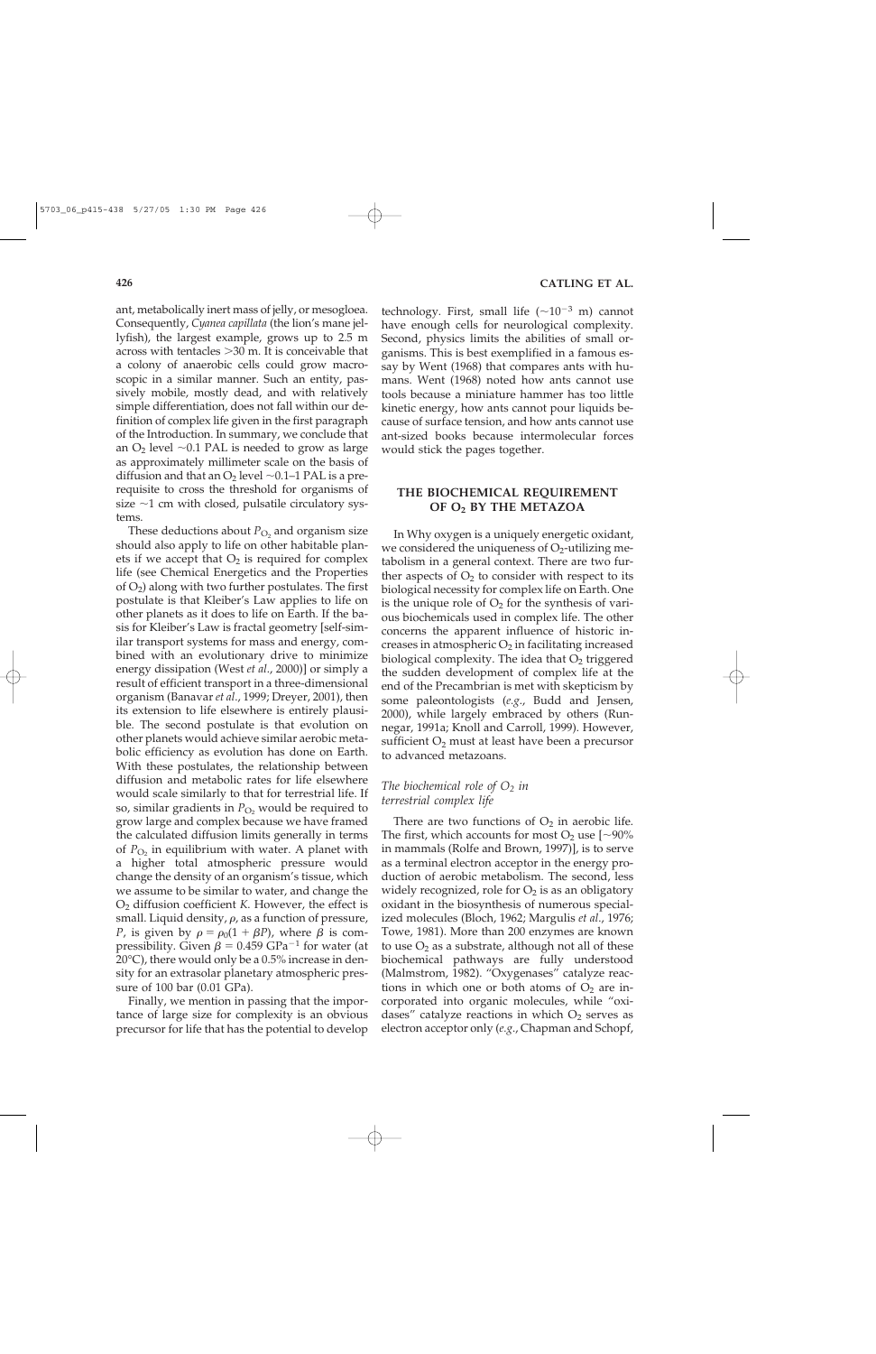ant, metabolically inert mass of jelly, or mesogloea. Consequently, *Cyanea capillata* (the lion's mane jellyfish), the largest example, grows up to 2.5 m across with tentacles >30 m. It is conceivable that a colony of anaerobic cells could grow macroscopic in a similar manner. Such an entity, passively mobile, mostly dead, and with relatively simple differentiation, does not fall within our definition of complex life given in the first paragraph of the Introduction. In summary, we conclude that an $O_2$ level ~0.1 PAL is needed to grow as large as approximately millimeter scale on the basis of diffusion and that an $O_2$ level ~0.1–1 PAL is a prerequisite to cross the threshold for organisms of size ~1 cm with closed, pulsatile circulatory systems.

These deductions about $P_{O_2}$ and organism size should also apply to life on other habitable planets if we accept that $O_2$ is required for complex life (see Chemical Energetics and the Properties of $O_2$) along with two further postulates. The first postulate is that Kleiber's Law applies to life on other planets as it does to life on Earth. If the basis for Kleiber's Law is fractal geometry [self-similar transport systems for mass and energy, combined with an evolutionary drive to minimize energy dissipation (West *et al.*, 2000)] or simply a result of efficient transport in a three-dimensional organism (Banavar *et al.*, 1999; Dreyer, 2001), then its extension to life elsewhere is entirely plausible. The second postulate is that evolution on other planets would achieve similar aerobic metabolic efficiency as evolution has done on Earth. With these postulates, the relationship between diffusion and metabolic rates for life elsewhere would scale similarly to that for terrestrial life. If so, similar gradients in $P_{O_2}$ would be required to grow large and complex because we have framed the calculated diffusion limits generally in terms of $P_{O_2}$ in equilibrium with water. A planet with a higher total atmospheric pressure would change the density of an organism's tissue, which we assume to be similar to water, and change the $O_2$ diffusion coefficient $K$. However, the effect is small. Liquid density, $\rho$, as a function of pressure, $P$, is given by $\rho = \rho_0(1 + \beta P)$, where $\beta$ is compressibility. Given $\beta = 0.459$ $GPa^{-1}$ for water (at 20°C), there would only be a 0.5% increase in density for an extrasolar planetary atmospheric pressure of 100 bar (0.01 GPa).

Finally, we mention in passing that the importance of large size for complexity is an obvious precursor for life that has the potential to develop technology. First, small life (~$10^{-3}$ m) cannot have enough cells for neurological complexity. Second, physics limits the abilities of small organisms. This is best exemplified in a famous essay by Went (1968) that compares ants with humans. Went (1968) noted how ants cannot use tools because a miniature hammer has too little kinetic energy, how ants cannot pour liquids because of surface tension, and how ants cannot use ant-sized books because intermolecular forces would stick the pages together.

## THE BIOCHEMICAL REQUIREMENT OF $O_2$ BY THE METAZOA

In Why oxygen is a uniquely energetic oxidant, we considered the uniqueness of $O_2$-utilizing metabolism in a general context. There are two further aspects of $O_2$ to consider with respect to its biological necessity for complex life on Earth. One is the unique role of $O_2$ for the synthesis of various biochemicals used in complex life. The other concerns the apparent influence of historic increases in atmospheric $O_2$ in facilitating increased biological complexity. The idea that $O_2$ triggered the sudden development of complex life at the end of the Precambrian is met with skepticism by some paleontologists (*e.g.*, Budd and Jensen, 2000), while largely embraced by others (Runnegar, 1991a; Knoll and Carroll, 1999). However, sufficient $O_2$ must at least have been a precursor to advanced metazoans.

### *The biochemical role of $O_2$ in terrestrial complex life*

There are two functions of $O_2$ in aerobic life. The first, which accounts for most $O_2$ use [~90% in mammals (Rolfe and Brown, 1997)], is to serve as a terminal electron acceptor in the energy production of aerobic metabolism. The second, less widely recognized, role for $O_2$ is as an obligatory oxidant in the biosynthesis of numerous specialized molecules (Bloch, 1962; Margulis *et al.*, 1976; Towe, 1981). More than 200 enzymes are known to use $O_2$ as a substrate, although not all of these biochemical pathways are fully understood (Malmstrom, 1982). "Oxygenases" catalyze reactions in which one or both atoms of $O_2$ are incorporated into organic molecules, while "oxidases" catalyze reactions in which $O_2$ serves as electron acceptor only (*e.g.*, Chapman and Schopf,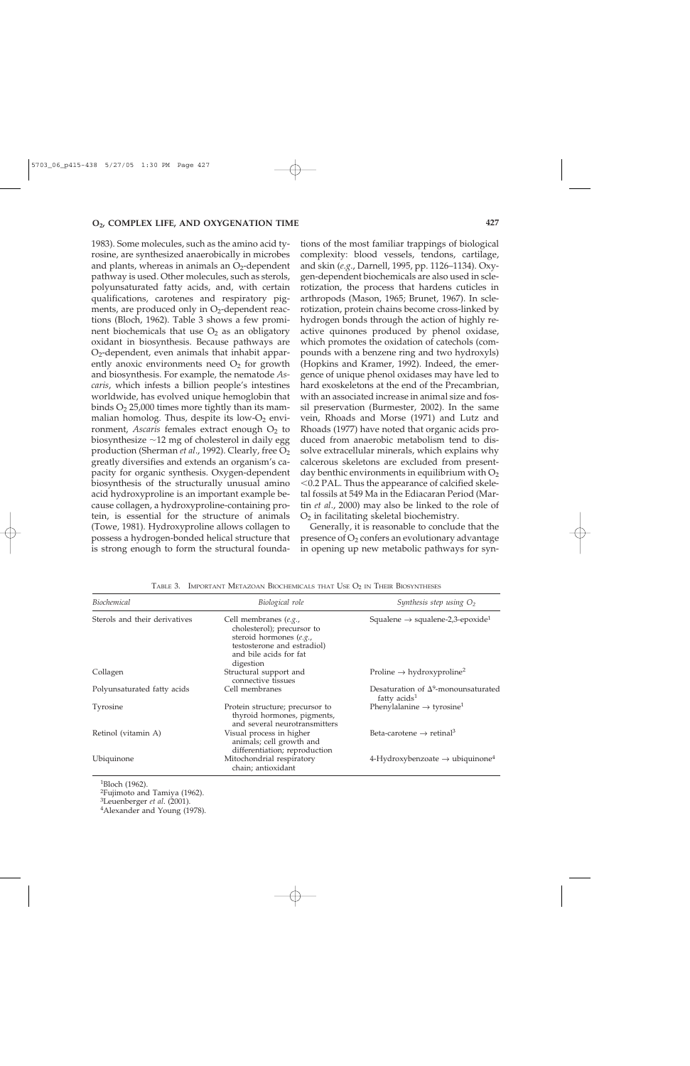1983). Some molecules, such as the amino acid tyrosine, are synthesized anaerobically in microbes and plants, whereas in animals an $O_2$-dependent pathway is used. Other molecules, such as sterols, polyunsaturated fatty acids, and, with certain qualifications, carotenes and respiratory pigments, are produced only in $O_2$-dependent reactions (Bloch, 1962). Table 3 shows a few prominent biochemicals that use $O_2$ as an obligatory oxidant in biosynthesis. Because pathways are $O_2$-dependent, even animals that inhabit apparently anoxic environments need $O_2$ for growth and biosynthesis. For example, the nematode *Ascaris*, which infests a billion people's intestines worldwide, has evolved unique hemoglobin that binds $O_2$ 25,000 times more tightly than its mammalian homolog. Thus, despite its low-$O_2$ environment, *Ascaris* females extract enough $O_2$ to biosynthesize ~12 mg of cholesterol in daily egg production (Sherman *et al.*, 1992). Clearly, free $O_2$ greatly diversifies and extends an organism's capacity for organic synthesis. Oxygen-dependent biosynthesis of the structurally unusual amino acid hydroxyproline is an important example because collagen, a hydroxyproline-containing protein, is essential for the structure of animals (Towe, 1981). Hydroxyproline allows collagen to possess a hydrogen-bonded helical structure that is strong enough to form the structural foundations of the most familiar trappings of biological complexity: blood vessels, tendons, cartilage, and skin (*e.g.*, Darnell, 1995, pp. 1126–1134). Oxygen-dependent biochemicals are also used in sclerotization, the process that hardens cuticles in arthropods (Mason, 1965; Brunet, 1967). In sclerotization, protein chains become cross-linked by hydrogen bonds through the action of highly reactive quinones produced by phenol oxidase, which promotes the oxidation of catechols (compounds with a benzene ring and two hydroxyls) (Hopkins and Kramer, 1992). Indeed, the emergence of unique phenol oxidases may have led to hard exoskeletons at the end of the Precambrian, with an associated increase in animal size and fossil preservation (Burmester, 2002). In the same vein, Rhoads and Morse (1971) and Lutz and Rhoads (1977) have noted that organic acids produced from anaerobic metabolism tend to dissolve extracellular minerals, which explains why calcerous skeletons are excluded from present-day benthic environments in equilibrium with $O_2$ <0.2 PAL. Thus the appearance of calcified skeletal fossils at 549 Ma in the Ediacaran Period (Martin *et al.*, 2000) may also be linked to the role of $O_2$ in facilitating skeletal biochemistry.

Generally, it is reasonable to conclude that the presence of $O_2$ confers an evolutionary advantage in opening up new metabolic pathways for syn-

TABLE 3. IMPORTANT METAZOAN BIOCHEMICALS THAT USE $O_2$ IN THEIR BIOSYNTHESES

| *Biochemical* | *Biological role* | *Synthesis step using $O_2$* |
|---|---|---|
| Sterols and their derivatives | Cell membranes (*e.g.*, cholesterol); precursor to steroid hormones (*e.g.*, testosterone and estradiol) and bile acids for fat digestion | Squalene → squalene-2,3-epoxide[1] |
| Collagen | Structural support and connective tissues | Proline → hydroxyproline[2] |
| Polyunsaturated fatty acids | Cell membranes | Desaturation of $\Delta^9$-monounsaturated fatty acids[1] |
| Tyrosine | Protein structure; precursor to thyroid hormones, pigments, and several neurotransmitters | Phenylalanine → tyrosine[1] |
| Retinol (vitamin A) | Visual process in higher animals; cell growth and differentiation; reproduction | Beta-carotene → retinal[3] |
| Ubiquinone | Mitochondrial respiratory chain; antioxidant | 4-Hydroxybenzoate → ubiquinone[4] |

[1]Bloch (1962).
[2]Fujimoto and Tamiya (1962).
[3]Leuenberger *et al.* (2001).
[4]Alexander and Young (1978).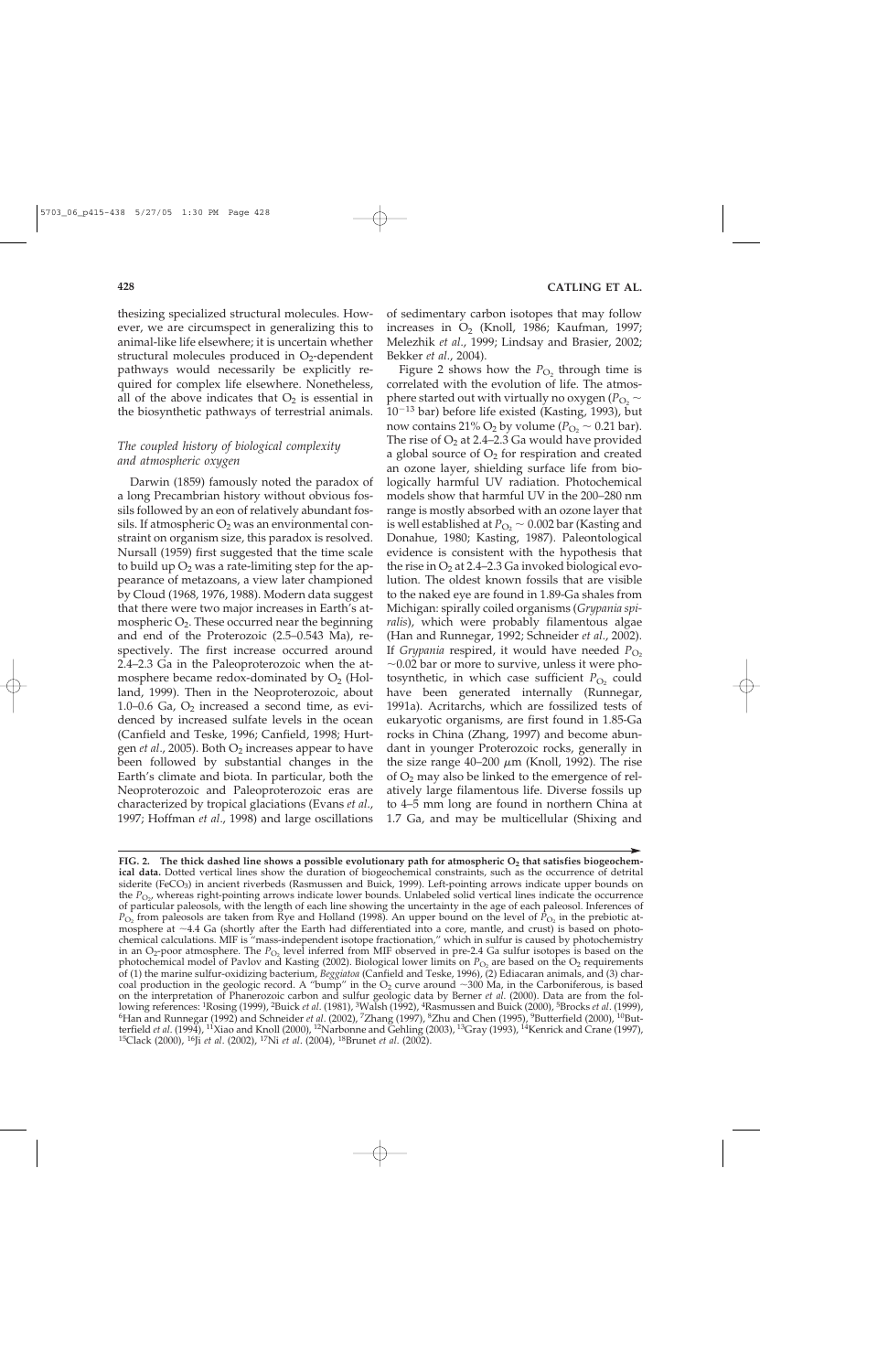thesizing specialized structural molecules. However, we are circumspect in generalizing this to animal-like life elsewhere; it is uncertain whether structural molecules produced in $O_2$-dependent pathways would necessarily be explicitly required for complex life elsewhere. Nonetheless, all of the above indicates that $O_2$ is essential in the biosynthetic pathways of terrestrial animals.

### *The coupled history of biological complexity and atmospheric oxygen*

Darwin (1859) famously noted the paradox of a long Precambrian history without obvious fossils followed by an eon of relatively abundant fossils. If atmospheric $O_2$ was an environmental constraint on organism size, this paradox is resolved. Nursall (1959) first suggested that the time scale to build up $O_2$ was a rate-limiting step for the appearance of metazoans, a view later championed by Cloud (1968, 1976, 1988). Modern data suggest that there were two major increases in Earth's atmospheric $O_2$. These occurred near the beginning and end of the Proterozoic (2.5–0.543 Ma), respectively. The first increase occurred around 2.4–2.3 Ga in the Paleoproterozoic when the atmosphere became redox-dominated by $O_2$ (Holland, 1999). Then in the Neoproterozoic, about 1.0–0.6 Ga, $O_2$ increased a second time, as evidenced by increased sulfate levels in the ocean (Canfield and Teske, 1996; Canfield, 1998; Hurtgen *et al.*, 2005). Both $O_2$ increases appear to have been followed by substantial changes in the Earth's climate and biota. In particular, both the Neoproterozoic and Paleoproterozoic eras are characterized by tropical glaciations (Evans *et al.*, 1997; Hoffman *et al.*, 1998) and large oscillations of sedimentary carbon isotopes that may follow increases in $O_2$ (Knoll, 1986; Kaufman, 1997; Melezhik *et al.*, 1999; Lindsay and Brasier, 2002; Bekker *et al.*, 2004).

Figure 2 shows how the $P_{O_2}$ through time is correlated with the evolution of life. The atmosphere started out with virtually no oxygen ($P_{O_2} \sim 10^{-13}$ bar) before life existed (Kasting, 1993), but now contains 21% $O_2$ by volume ($P_{O_2} \sim 0.21$ bar). The rise of $O_2$ at 2.4–2.3 Ga would have provided a global source of $O_2$ for respiration and created an ozone layer, shielding surface life from biologically harmful UV radiation. Photochemical models show that harmful UV in the 200–280 nm range is mostly absorbed with an ozone layer that is well established at $P_{O_2} \sim 0.002$ bar (Kasting and Donahue, 1980; Kasting, 1987). Paleontological evidence is consistent with the hypothesis that the rise in $O_2$ at 2.4–2.3 Ga invoked biological evolution. The oldest known fossils that are visible to the naked eye are found in 1.89-Ga shales from Michigan: spirally coiled organisms (*Grypania spiralis*), which were probably filamentous algae (Han and Runnegar, 1992; Schneider *et al.*, 2002). If *Grypania* respired, it would have needed $P_{O_2}$ ~0.02 bar or more to survive, unless it were photosynthetic, in which case sufficient $P_{O_2}$ could have been generated internally (Runnegar, 1991a). Acritarchs, which are fossilized tests of eukaryotic organisms, are first found in 1.85-Ga rocks in China (Zhang, 1997) and become abundant in younger Proterozoic rocks, generally in the size range 40–200 μm (Knoll, 1992). The rise of $O_2$ may also be linked to the emergence of relatively large filamentous life. Diverse fossils up to 4–5 mm long are found in northern China at 1.7 Ga, and may be multicellular (Shixing and

**FIG. 2. The thick dashed line shows a possible evolutionary path for atmospheric $O_2$ that satisfies biogeochemical data.** Dotted vertical lines show the duration of biogeochemical constraints, such as the occurrence of detrital siderite ($FeCO_3$) in ancient riverbeds (Rasmussen and Buick, 1999). Left-pointing arrows indicate upper bounds on the $P_{O_2}$, whereas right-pointing arrows indicate lower bounds. Unlabeled solid vertical lines indicate the occurrence of particular paleosols, with the length of each line showing the uncertainty in the age of each paleosol. Inferences of $P_{O_2}$ from paleosols are taken from Rye and Holland (1998). An upper bound on the level of $P_{O_2}$ in the prebiotic atmosphere at ~4.4 Ga (shortly after the Earth had differentiated into a core, mantle, and crust) is based on photochemical calculations. MIF is "mass-independent isotope fractionation," which in sulfur is caused by photochemistry in an $O_2$-poor atmosphere. The $P_{O_2}$ level inferred from MIF observed in pre-2.4 Ga sulfur isotopes is based on the photochemical model of Pavlov and Kasting (2002). Biological lower limits on $P_{O_2}$ are based on the $O_2$ requirements of (1) the marine sulfur-oxidizing bacterium, *Beggiatoa* (Canfield and Teske, 1996), (2) Ediacaran animals, and (3) charcoal production in the geologic record. A "bump" in the $O_2$ curve around ~300 Ma, in the Carboniferous, is based on the interpretation of Phanerozoic carbon and sulfur geologic data by Berner *et al.* (2000). Data are from the following references: [1]Rosing (1999), [2]Buick *et al.* (1981), [3]Walsh (1992), [4]Rasmussen and Buick (2000), [5]Brocks *et al.* (1999), [6]Han and Runnegar (1992) and Schneider *et al.* (2002), [7]Zhang (1997), [8]Zhu and Chen (1995), [9]Butterfield (2000), [10]Butterfield *et al.* (1994), [11]Xiao and Knoll (2000), [12]Narbonne and Gehling (2003), [13]Gray (1993), [14]Kenrick and Crane (1997), [15]Clack (2000), [16]Ji *et al.* (2002), [17]Ni *et al.* (2004), [18]Brunet *et al.* (2002).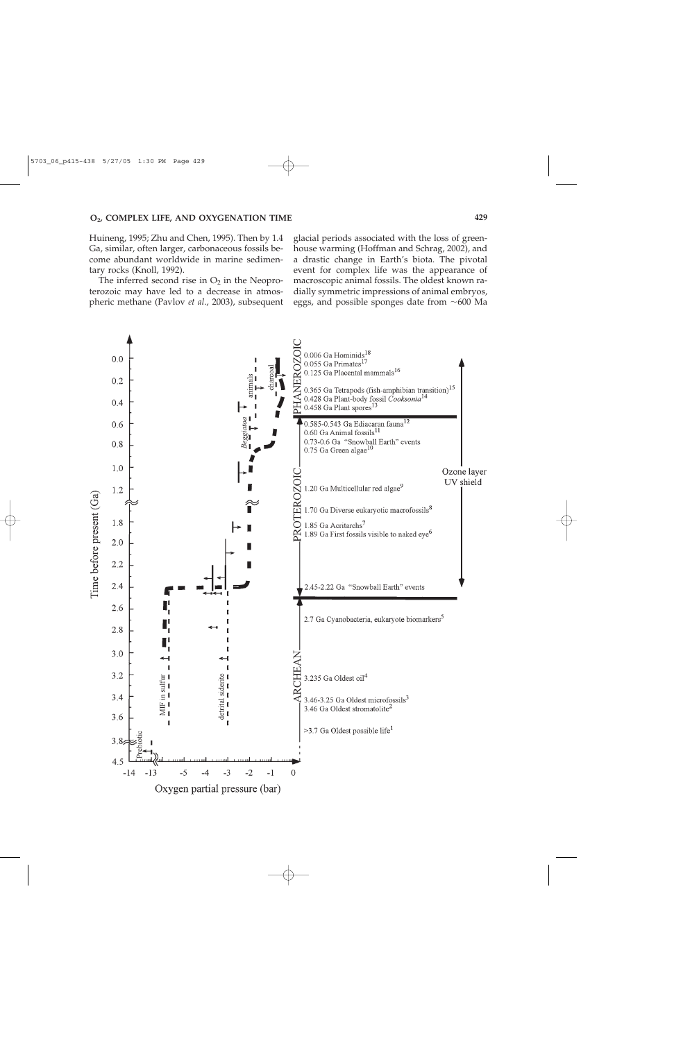Huineng, 1995; Zhu and Chen, 1995). Then by 1.4 Ga, similar, often larger, carbonaceous fossils become abundant worldwide in marine sedimentary rocks (Knoll, 1992).

The inferred second rise in $O_2$ in the Neoproterozoic may have led to a decrease in atmospheric methane (Pavlov *et al*., 2003), subsequent glacial periods associated with the loss of greenhouse warming (Hoffman and Schrag, 2002), and a drastic change in Earth's biota. The pivotal event for complex life was the appearance of macroscopic animal fossils. The oldest known radially symmetric impressions of animal embryos, eggs, and possible sponges date from ~600 Ma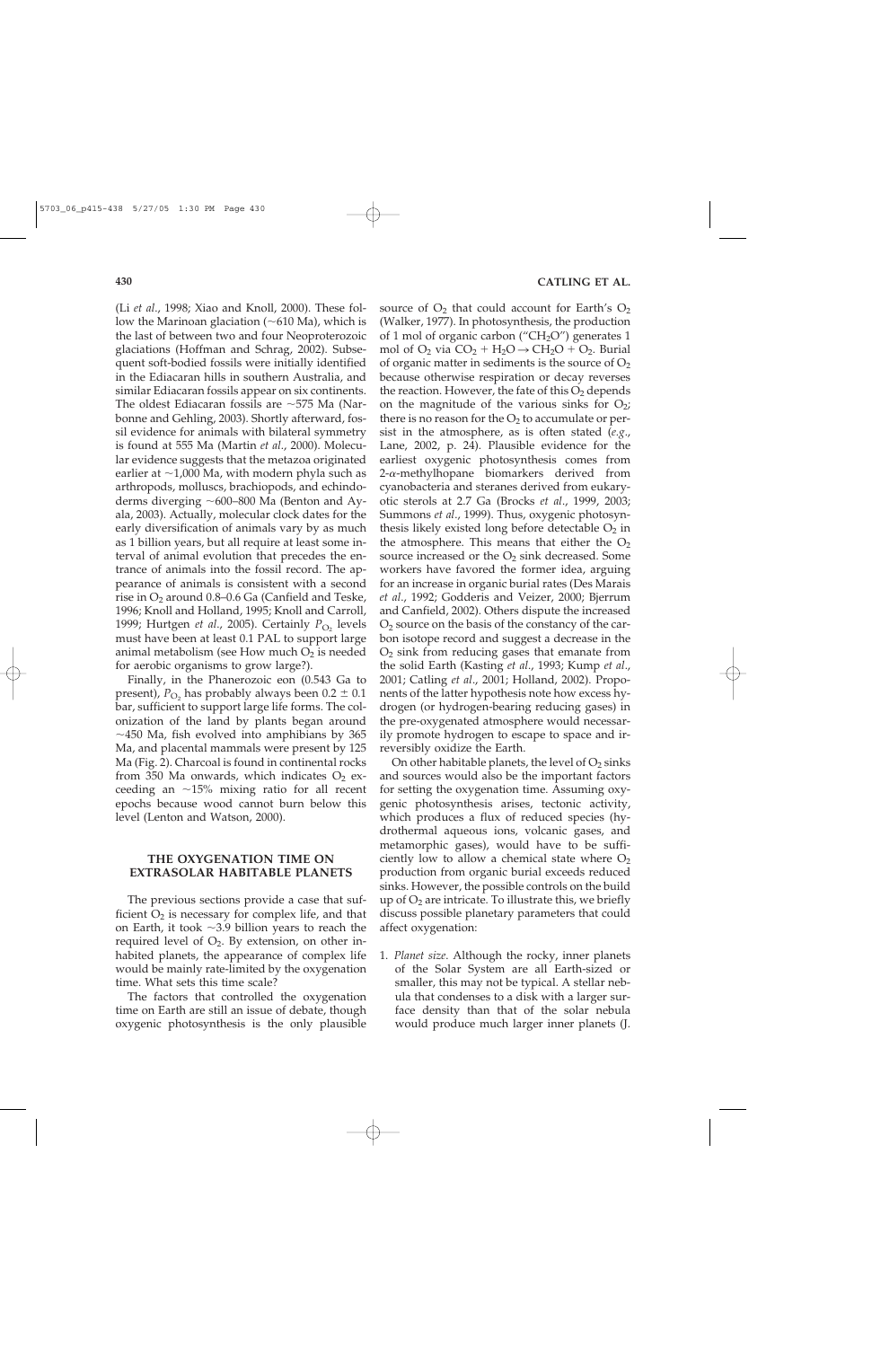(Li *et al.*, 1998; Xiao and Knoll, 2000). These follow the Marinoan glaciation (~610 Ma), which is the last of between two and four Neoproterozoic glaciations (Hoffman and Schrag, 2002). Subsequent soft-bodied fossils were initially identified in the Ediacaran hills in southern Australia, and similar Ediacaran fossils appear on six continents. The oldest Ediacaran fossils are ~575 Ma (Narbonne and Gehling, 2003). Shortly afterward, fossil evidence for animals with bilateral symmetry is found at 555 Ma (Martin *et al.*, 2000). Molecular evidence suggests that the metazoa originated earlier at ~1,000 Ma, with modern phyla such as arthropods, molluscs, brachiopods, and echinoderms diverging ~600–800 Ma (Benton and Ayala, 2003). Actually, molecular clock dates for the early diversification of animals vary by as much as 1 billion years, but all require at least some interval of animal evolution that precedes the entrance of animals into the fossil record. The appearance of animals is consistent with a second rise in $O_2$ around 0.8–0.6 Ga (Canfield and Teske, 1996; Knoll and Holland, 1995; Knoll and Carroll, 1999; Hurtgen *et al.*, 2005). Certainly $P_{O_2}$ levels must have been at least 0.1 PAL to support large animal metabolism (see How much $O_2$ is needed for aerobic organisms to grow large?).

Finally, in the Phanerozoic eon (0.543 Ga to present), $P_{O_2}$ has probably always been $0.2 \pm 0.1$ bar, sufficient to support large life forms. The colonization of the land by plants began around ~450 Ma, fish evolved into amphibians by 365 Ma, and placental mammals were present by 125 Ma (Fig. 2). Charcoal is found in continental rocks from 350 Ma onwards, which indicates $O_2$ exceeding an ~15% mixing ratio for all recent epochs because wood cannot burn below this level (Lenton and Watson, 2000).

## THE OXYGENATION TIME ON EXTRASOLAR HABITABLE PLANETS

The previous sections provide a case that sufficient $O_2$ is necessary for complex life, and that on Earth, it took ~3.9 billion years to reach the required level of $O_2$. By extension, on other inhabited planets, the appearance of complex life would be mainly rate-limited by the oxygenation time. What sets this time scale?

The factors that controlled the oxygenation time on Earth are still an issue of debate, though oxygenic photosynthesis is the only plausible source of $O_2$ that could account for Earth's $O_2$ (Walker, 1977). In photosynthesis, the production of 1 mol of organic carbon ("$CH_2O$") generates 1 mol of $O_2$ via $CO_2 + H_2O \rightarrow CH_2O + O_2$. Burial of organic matter in sediments is the source of $O_2$ because otherwise respiration or decay reverses the reaction. However, the fate of this $O_2$ depends on the magnitude of the various sinks for $O_2$; there is no reason for the $O_2$ to accumulate or persist in the atmosphere, as is often stated (*e.g.*, Lane, 2002, p. 24). Plausible evidence for the earliest oxygenic photosynthesis comes from 2-α-methylhopane biomarkers derived from cyanobacteria and steranes derived from eukaryotic sterols at 2.7 Ga (Brocks *et al.*, 1999, 2003; Summons *et al.*, 1999). Thus, oxygenic photosynthesis likely existed long before detectable $O_2$ in the atmosphere. This means that either the $O_2$ source increased or the $O_2$ sink decreased. Some workers have favored the former idea, arguing for an increase in organic burial rates (Des Marais *et al.*, 1992; Godderis and Veizer, 2000; Bjerrum and Canfield, 2002). Others dispute the increased $O_2$ source on the basis of the constancy of the carbon isotope record and suggest a decrease in the $O_2$ sink from reducing gases that emanate from the solid Earth (Kasting *et al.*, 1993; Kump *et al.*, 2001; Catling *et al.*, 2001; Holland, 2002). Proponents of the latter hypothesis note how excess hydrogen (or hydrogen-bearing reducing gases) in the pre-oxygenated atmosphere would necessarily promote hydrogen to escape to space and irreversibly oxidize the Earth.

On other habitable planets, the level of $O_2$ sinks and sources would also be the important factors for setting the oxygenation time. Assuming oxygenic photosynthesis arises, tectonic activity, which produces a flux of reduced species (hydrothermal aqueous ions, volcanic gases, and metamorphic gases), would have to be sufficiently low to allow a chemical state where $O_2$ production from organic burial exceeds reduced sinks. However, the possible controls on the build up of $O_2$ are intricate. To illustrate this, we briefly discuss possible planetary parameters that could affect oxygenation:

1. *Planet size*. Although the rocky, inner planets of the Solar System are all Earth-sized or smaller, this may not be typical. A stellar nebula that condenses to a disk with a larger surface density than that of the solar nebula would produce much larger inner planets (J.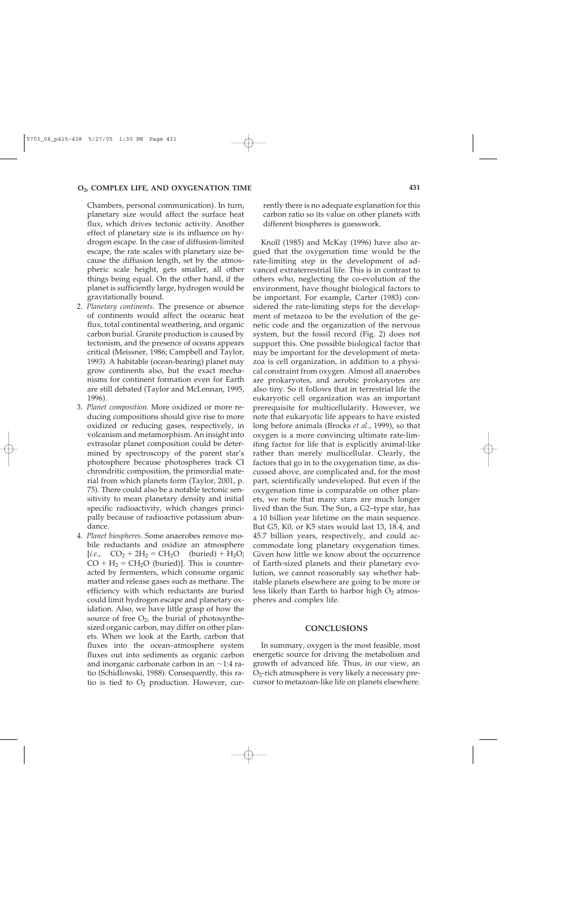Chambers, personal communication). In turn, planetary size would affect the surface heat flux, which drives tectonic activity. Another effect of planetary size is its influence on hydrogen escape. In the case of diffusion-limited escape, the rate scales with planetary size because the diffusion length, set by the atmospheric scale height, gets smaller, all other things being equal. On the other hand, if the planet is sufficiently large, hydrogen would be gravitationally bound.

2. *Planetary continents*. The presence or absence of continents would affect the oceanic heat flux, total continental weathering, and organic carbon burial. Granite production is caused by tectonism, and the presence of oceans appears critical (Meissner, 1986; Campbell and Taylor, 1993). A habitable (ocean-bearing) planet may grow continents also, but the exact mechanisms for continent formation even for Earth are still debated (Taylor and McLennan, 1995, 1996).
3. *Planet composition*. More oxidized or more reducing compositions should give rise to more oxidized or reducing gases, respectively, in volcanism and metamorphism. An insight into extrasolar planet composition could be determined by spectroscopy of the parent star's photosphere because photospheres track CI chrondritic composition, the primordial material from which planets form (Taylor, 2001, p. 75). There could also be a notable tectonic sensitivity to mean planetary density and initial specific radioactivity, which changes principally because of radioactive potassium abundance.
4. *Planet biospheres*. Some anaerobes remove mobile reductants and oxidize an atmosphere [*i.e.*, $CO_2 + 2H_2 = CH_2O$ (buried) + $H_2O$; $CO + H_2 = CH_2O$ (buried)]. This is counteracted by fermenters, which consume organic matter and release gases such as methane. The efficiency with which reductants are buried could limit hydrogen escape and planetary oxidation. Also, we have little grasp of how the source of free $O_2$, the burial of photosynthesized organic carbon, may differ on other planets. When we look at the Earth, carbon that fluxes into the ocean–atmosphere system fluxes out into sediments as organic carbon and inorganic carbonate carbon in an ~1:4 ratio (Schidlowski, 1988). Consequently, this ratio is tied to $O_2$ production. However, currently there is no adequate explanation for this carbon ratio so its value on other planets with different biospheres is guesswork.

Knoll (1985) and McKay (1996) have also argued that the oxygenation time would be the rate-limiting step in the development of advanced extraterrestrial life. This is in contrast to others who, neglecting the co-evolution of the environment, have thought biological factors to be important. For example, Carter (1983) considered the rate-limiting steps for the development of metazoa to be the evolution of the genetic code and the organization of the nervous system, but the fossil record (Fig. 2) does not support this. One possible biological factor that may be important for the development of metazoa is cell organization, in addition to a physical constraint from oxygen. Almost all anaerobes are prokaryotes, and aerobic prokaryotes are also tiny. So it follows that in terrestrial life the eukaryotic cell organization was an important prerequisite for multicellularity. However, we note that eukaryotic life appears to have existed long before animals (Brocks *et al.*, 1999), so that oxygen is a more convincing ultimate rate-limiting factor for life that is explicitly animal-like rather than merely multicellular. Clearly, the factors that go in to the oxygenation time, as discussed above, are complicated and, for the most part, scientifically undeveloped. But even if the oxygenation time is comparable on other planets, we note that many stars are much longer lived than the Sun. The Sun, a G2–type star, has a 10 billion year lifetime on the main sequence. But G5, K0, or K5 stars would last 13, 18.4, and 45.7 billion years, respectively, and could accommodate long planetary oxygenation times. Given how little we know about the occurrence of Earth-sized planets and their planetary evolution, we cannot reasonably say whether habitable planets elsewhere are going to be more or less likely than Earth to harbor high $O_2$ atmospheres and complex life.

## CONCLUSIONS

In summary, oxygen is the most feasible, most energetic source for driving the metabolism and growth of advanced life. Thus, in our view, an $O_2$-rich atmosphere is very likely a necessary precursor to metazoan-like life on planets elsewhere.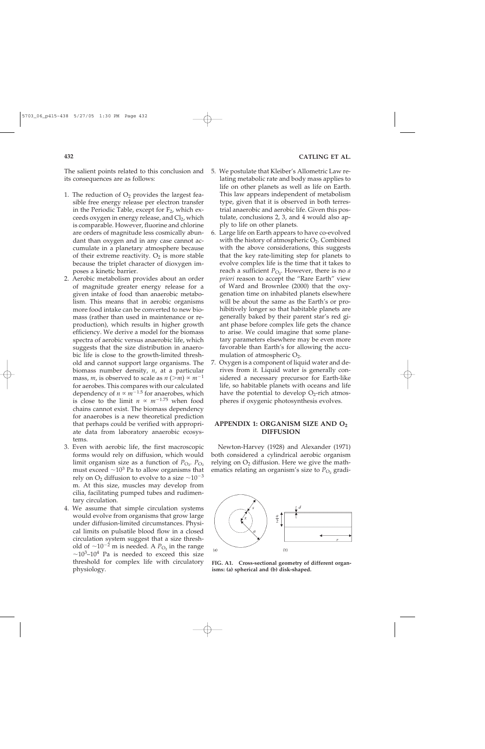The salient points related to this conclusion and its consequences are as follows:

1. The reduction of $O_2$ provides the largest feasible free energy release per electron transfer in the Periodic Table, except for $F_2$, which exceeds oxygen in energy release, and $Cl_2$, which is comparable. However, fluorine and chlorine are orders of magnitude less cosmically abundant than oxygen and in any case cannot accumulate in a planetary atmosphere because of their extreme reactivity. $O_2$ is more stable because the triplet character of dioxygen imposes a kinetic barrier.
2. Aerobic metabolism provides about an order of magnitude greater energy release for a given intake of food than anaerobic metabolism. This means that in aerobic organisms more food intake can be converted to new biomass (rather than used in maintenance or reproduction), which results in higher growth efficiency. We derive a model for the biomass spectra of aerobic versus anaerobic life, which suggests that the size distribution in anaerobic life is close to the growth-limited threshold and cannot support large organisms. The biomass number density, $n$, at a particular mass, $m$, is observed to scale as $n\ (>m) \propto m^{-1}$ for aerobes. This compares with our calculated dependency of $n \propto m^{-1.5}$ for anaerobes, which is close to the limit $n \propto m^{-1.75}$ when food chains cannot exist. The biomass dependency for anaerobes is a new theoretical prediction that perhaps could be verified with appropriate data from laboratory anaerobic ecosystems.
3. Even with aerobic life, the first macroscopic forms would rely on diffusion, which would limit organism size as a function of $P_{O_2}$. $P_{O_2}$ must exceed $\sim 10^3$ Pa to allow organisms that rely on $O_2$ diffusion to evolve to a size $\sim 10^{-3}$ m. At this size, muscles may develop from cilia, facilitating pumped tubes and rudimentary circulation.
4. We assume that simple circulation systems would evolve from organisms that grow large under diffusion-limited circumstances. Physical limits on pulsatile blood flow in a closed circulation system suggest that a size threshold of $\sim 10^{-2}$ m is needed. A $P_{O_2}$ in the range $\sim 10^3$–$10^4$ Pa is needed to exceed this size threshold for complex life with circulatory physiology.
5. We postulate that Kleiber's Allometric Law relating metabolic rate and body mass applies to life on other planets as well as life on Earth. This law appears independent of metabolism type, given that it is observed in both terrestrial anaerobic and aerobic life. Given this postulate, conclusions 2, 3, and 4 would also apply to life on other planets.
6. Large life on Earth appears to have co-evolved with the history of atmospheric $O_2$. Combined with the above considerations, this suggests that the key rate-limiting step for planets to evolve complex life is the time that it takes to reach a sufficient $P_{O_2}$. However, there is no *a priori* reason to accept the "Rare Earth" view of Ward and Brownlee (2000) that the oxygenation time on inhabited planets elsewhere will be about the same as the Earth's or prohibitively longer so that habitable planets are generally baked by their parent star's red giant phase before complex life gets the chance to arise. We could imagine that some planetary parameters elsewhere may be even more favorable than Earth's for allowing the accumulation of atmospheric $O_2$.
7. Oxygen is a component of liquid water and derives from it. Liquid water is generally considered a necessary precursor for Earth-like life, so habitable planets with oceans and life have the potential to develop $O_2$-rich atmospheres if oxygenic photosynthesis evolves.

## APPENDIX 1: ORGANISM SIZE AND $O_2$ DIFFUSION

Newton-Harvey (1928) and Alexander (1971) both considered a cylindrical aerobic organism relying on $O_2$ diffusion. Here we give the mathematics relating an organism's size to $P_{O_2}$ gradi-

**FIG. A1. Cross-sectional geometry of different organisms: (a) spherical and (b) disk-shaped.**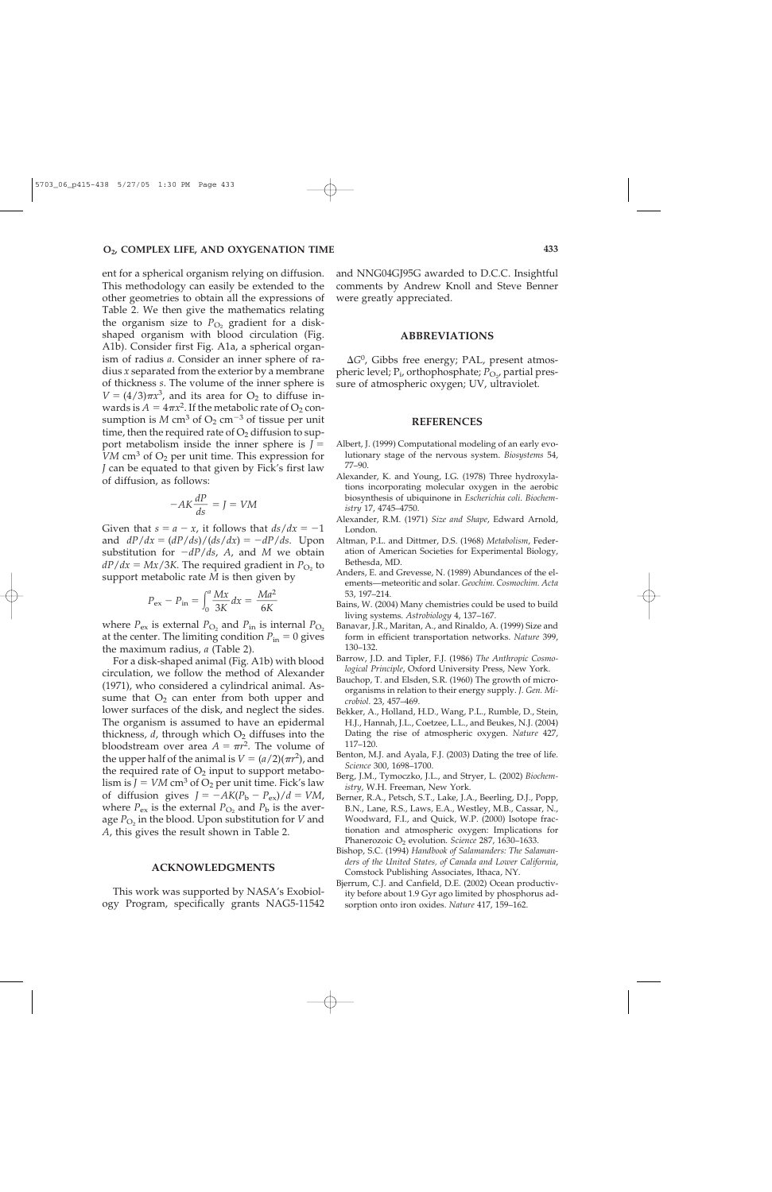ent for a spherical organism relying on diffusion. This methodology can easily be extended to the other geometries to obtain all the expressions of Table 2. We then give the mathematics relating the organism size to $P_{O_2}$ gradient for a disk-shaped organism with blood circulation (Fig. A1b). Consider first Fig. A1a, a spherical organism of radius *a*. Consider an inner sphere of radius *x* separated from the exterior by a membrane of thickness *s*. The volume of the inner sphere is $V = (4/3)\pi x^3$, and its area for $O_2$ to diffuse inwards is $A = 4\pi x^2$. If the metabolic rate of $O_2$ consumption is $M$ cm$^3$ of $O_2$ cm$^{-3}$ of tissue per unit time, then the required rate of $O_2$ diffusion to support metabolism inside the inner sphere is $J = VM$ cm$^3$ of $O_2$ per unit time. This expression for $J$ can be equated to that given by Fick's first law of diffusion, as follows:

$$-AK\frac{dP}{ds} = J = VM$$

Given that $s = a - x$, it follows that $ds/dx = -1$ and $dP/dx = (dP/ds)/(ds/dx) = -dP/ds$. Upon substitution for $-dP/ds$, $A$, and $M$ we obtain $dP/dx = Mx/3K$. The required gradient in $P_{O_2}$ to support metabolic rate $M$ is then given by

$$P_{ex} - P_{in} = \int_0^a \frac{Mx}{3K}dx = \frac{Ma^2}{6K}$$

where $P_{ex}$ is external $P_{O_2}$ and $P_{in}$ is internal $P_{O_2}$ at the center. The limiting condition $P_{in} = 0$ gives the maximum radius, *a* (Table 2).

For a disk-shaped animal (Fig. A1b) with blood circulation, we follow the method of Alexander (1971), who considered a cylindrical animal. Assume that $O_2$ can enter from both upper and lower surfaces of the disk, and neglect the sides. The organism is assumed to have an epidermal thickness, *d*, through which $O_2$ diffuses into the bloodstream over area $A = \pi r^2$. The volume of the upper half of the animal is $V = (a/2)(\pi r^2)$, and the required rate of $O_2$ input to support metabolism is $J = VM$ cm$^3$ of $O_2$ per unit time. Fick's law of diffusion gives $J = -AK(P_b - P_{ex})/d = VM$, where $P_{ex}$ is the external $P_{O_2}$ and $P_b$ is the average $P_{O_2}$ in the blood. Upon substitution for $V$ and $A$, this gives the result shown in Table 2.

## ACKNOWLEDGMENTS

This work was supported by NASA's Exobiology Program, specifically grants NAG5-11542 and NNG04GJ95G awarded to D.C.C. Insightful comments by Andrew Knoll and Steve Benner were greatly appreciated.

## ABBREVIATIONS

$\Delta G^0$, Gibbs free energy; PAL, present atmospheric level; $P_i$, orthophosphate; $P_{O_2}$, partial pressure of atmospheric oxygen; UV, ultraviolet.

## REFERENCES

Albert, J. (1999) Computational modeling of an early evolutionary stage of the nervous system. *Biosystems* 54, 77–90.

Alexander, K. and Young, I.G. (1978) Three hydroxylations incorporating molecular oxygen in the aerobic biosynthesis of ubiquinone in *Escherichia coli*. *Biochemistry* 17, 4745–4750.

Alexander, R.M. (1971) *Size and Shape*, Edward Arnold, London.

Altman, P.L. and Dittmer, D.S. (1968) *Metabolism*, Federation of American Societies for Experimental Biology, Bethesda, MD.

Anders, E. and Grevesse, N. (1989) Abundances of the elements—meteoritic and solar. *Geochim. Cosmochim. Acta* 53, 197–214.

Bains, W. (2004) Many chemistries could be used to build living systems. *Astrobiology* 4, 137–167.

Banavar, J.R., Maritan, A., and Rinaldo, A. (1999) Size and form in efficient transportation networks. *Nature* 399, 130–132.

Barrow, J.D. and Tipler, F.J. (1986) *The Anthropic Cosmological Principle*, Oxford University Press, New York.

Bauchop, T. and Elsden, S.R. (1960) The growth of microorganisms in relation to their energy supply. *J. Gen. Microbiol.* 23, 457–469.

Bekker, A., Holland, H.D., Wang, P.L., Rumble, D., Stein, H.J., Hannah, J.L., Coetzee, L.L., and Beukes, N.J. (2004) Dating the rise of atmospheric oxygen. *Nature* 427, 117–120.

Benton, M.J. and Ayala, F.J. (2003) Dating the tree of life. *Science* 300, 1698–1700.

Berg, J.M., Tymoczko, J.L., and Stryer, L. (2002) *Biochemistry*, W.H. Freeman, New York.

Berner, R.A., Petsch, S.T., Lake, J.A., Beerling, D.J., Popp, B.N., Lane, R.S., Laws, E.A., Westley, M.B., Cassar, N., Woodward, F.I., and Quick, W.P. (2000) Isotope fractionation and atmospheric oxygen: Implications for Phanerozoic $O_2$ evolution. *Science* 287, 1630–1633.

Bishop, S.C. (1994) *Handbook of Salamanders: The Salamanders of the United States, of Canada and Lower California*, Comstock Publishing Associates, Ithaca, NY.

Bjerrum, C.J. and Canfield, D.E. (2002) Ocean productivity before about 1.9 Gyr ago limited by phosphorus adsorption onto iron oxides. *Nature* 417, 159–162.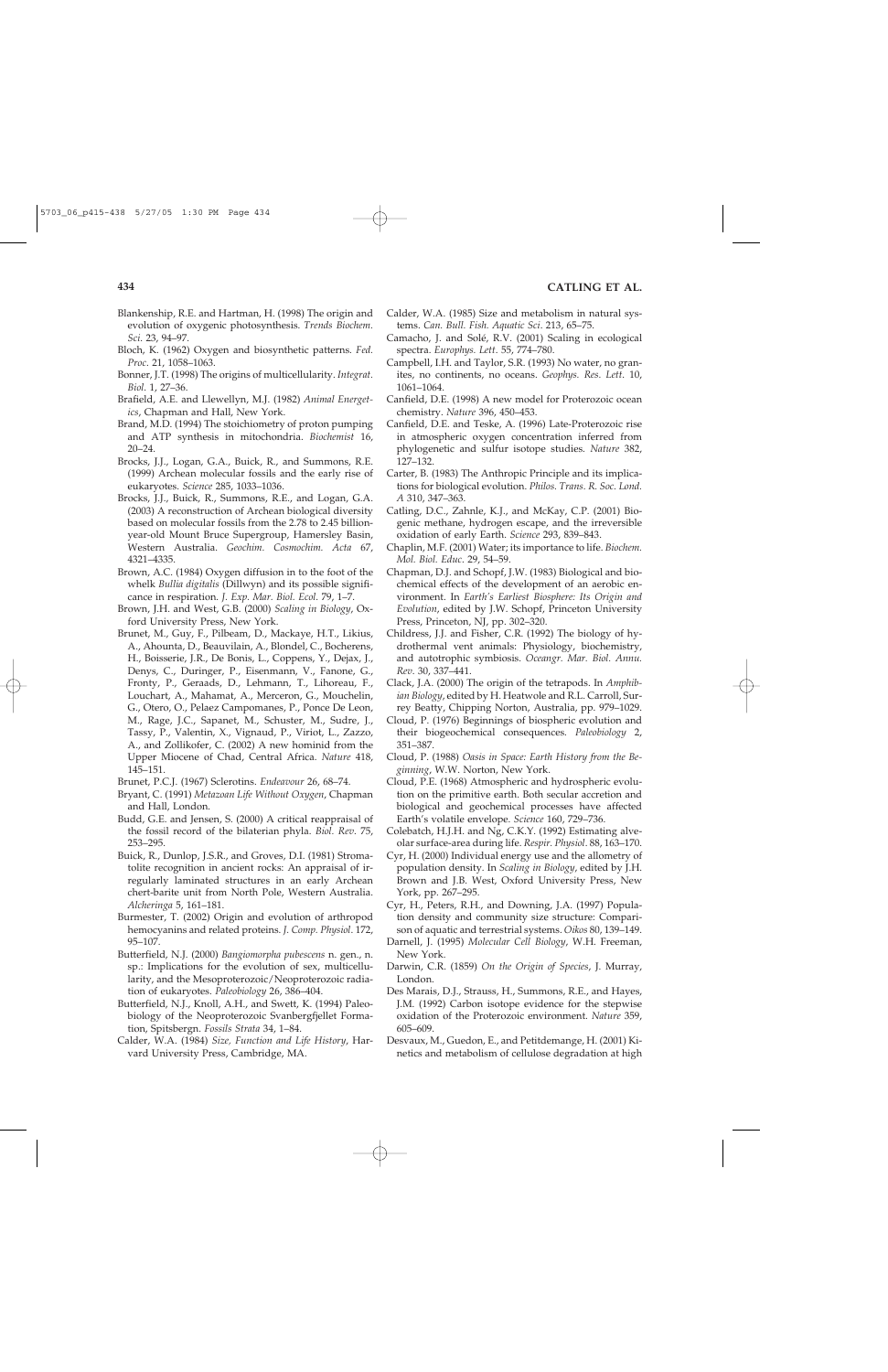Blankenship, R.E. and Hartman, H. (1998) The origin and evolution of oxygenic photosynthesis. *Trends Biochem. Sci.* 23, 94–97.

Bloch, K. (1962) Oxygen and biosynthetic patterns. *Fed. Proc.* 21, 1058–1063.

Bonner, J.T. (1998) The origins of multicellularity. *Integrat. Biol.* 1, 27–36.

Brafield, A.E. and Llewellyn, M.J. (1982) *Animal Energetics*, Chapman and Hall, New York.

Brand, M.D. (1994) The stoichiometry of proton pumping and ATP synthesis in mitochondria. *Biochemist* 16, 20–24.

Brocks, J.J., Logan, G.A., Buick, R., and Summons, R.E. (1999) Archean molecular fossils and the early rise of eukaryotes. *Science* 285, 1033–1036.

Brocks, J.J., Buick, R., Summons, R.E., and Logan, G.A. (2003) A reconstruction of Archean biological diversity based on molecular fossils from the 2.78 to 2.45 billion-year-old Mount Bruce Supergroup, Hamersley Basin, Western Australia. *Geochim. Cosmochim. Acta* 67, 4321–4335.

Brown, A.C. (1984) Oxygen diffusion in to the foot of the whelk *Bullia digitalis* (Dillwyn) and its possible significance in respiration. *J. Exp. Mar. Biol. Ecol.* 79, 1–7.

Brown, J.H. and West, G.B. (2000) *Scaling in Biology*, Oxford University Press, New York.

Brunet, M., Guy, F., Pilbeam, D., Mackaye, H.T., Likius, A., Ahounta, D., Beauvilain, A., Blondel, C., Bocherens, H., Boisserie, J.R., De Bonis, L., Coppens, Y., Dejax, J., Denys, C., Duringer, P., Eisenmann, V., Fanone, G., Fronty, P., Geraads, D., Lehmann, T., Lihoreau, F., Louchart, A., Mahamat, A., Merceron, G., Mouchelin, G., Otero, O., Pelaez Campomanes, P., Ponce De Leon, M., Rage, J.C., Sapanet, M., Schuster, M., Sudre, J., Tassy, P., Valentin, X., Vignaud, P., Viriot, L., Zazzo, A., and Zollikofer, C. (2002) A new hominid from the Upper Miocene of Chad, Central Africa. *Nature* 418, 145–151.

Brunet, P.C.J. (1967) Sclerotins. *Endeavour* 26, 68–74.

Bryant, C. (1991) *Metazoan Life Without Oxygen*, Chapman and Hall, London.

Budd, G.E. and Jensen, S. (2000) A critical reappraisal of the fossil record of the bilaterian phyla. *Biol. Rev.* 75, 253–295.

Buick, R., Dunlop, J.S.R., and Groves, D.I. (1981) Stromatolite recognition in ancient rocks: An appraisal of irregularly laminated structures in an early Archean chert-barite unit from North Pole, Western Australia. *Alcheringa* 5, 161–181.

Burmester, T. (2002) Origin and evolution of arthropod hemocyanins and related proteins. *J. Comp. Physiol.* 172, 95–107.

Butterfield, N.J. (2000) *Bangiomorpha pubescens* n. gen., n. sp.: Implications for the evolution of sex, multicellularity, and the Mesoproterozoic/Neoproterozoic radiation of eukaryotes. *Paleobiology* 26, 386–404.

Butterfield, N.J., Knoll, A.H., and Swett, K. (1994) Paleobiology of the Neoproterozoic Svanbergfjellet Formation, Spitsbergn. *Fossils Strata* 34, 1–84.

Calder, W.A. (1984) *Size, Function and Life History*, Harvard University Press, Cambridge, MA.

Calder, W.A. (1985) Size and metabolism in natural systems. *Can. Bull. Fish. Aquatic Sci.* 213, 65–75.

Camacho, J. and Solé, R.V. (2001) Scaling in ecological spectra. *Europhys. Lett.* 55, 774–780.

Campbell, I.H. and Taylor, S.R. (1993) No water, no granites, no continents, no oceans. *Geophys. Res. Lett.* 10, 1061–1064.

Canfield, D.E. (1998) A new model for Proterozoic ocean chemistry. *Nature* 396, 450–453.

Canfield, D.E. and Teske, A. (1996) Late-Proterozoic rise in atmospheric oxygen concentration inferred from phylogenetic and sulfur isotope studies. *Nature* 382, 127–132.

Carter, B. (1983) The Anthropic Principle and its implications for biological evolution. *Philos. Trans. R. Soc. Lond. A* 310, 347–363.

Catling, D.C., Zahnle, K.J., and McKay, C.P. (2001) Biogenic methane, hydrogen escape, and the irreversible oxidation of early Earth. *Science* 293, 839–843.

Chaplin, M.F. (2001) Water; its importance to life. *Biochem. Mol. Biol. Educ.* 29, 54–59.

Chapman, D.J. and Schopf, J.W. (1983) Biological and biochemical effects of the development of an aerobic environment. In *Earth's Earliest Biosphere: Its Origin and Evolution*, edited by J.W. Schopf, Princeton University Press, Princeton, NJ, pp. 302–320.

Childress, J.J. and Fisher, C.R. (1992) The biology of hydrothermal vent animals: Physiology, biochemistry, and autotrophic symbiosis. *Oceangr. Mar. Biol. Annu. Rev.* 30, 337–441.

Clack, J.A. (2000) The origin of the tetrapods. In *Amphibian Biology*, edited by H. Heatwole and R.L. Carroll, Surrey Beatty, Chipping Norton, Australia, pp. 979–1029.

Cloud, P. (1976) Beginnings of biospheric evolution and their biogeochemical consequences. *Paleobiology* 2, 351–387.

Cloud, P. (1988) *Oasis in Space: Earth History from the Beginning*, W.W. Norton, New York.

Cloud, P.E. (1968) Atmospheric and hydrospheric evolution on the primitive earth. Both secular accretion and biological and geochemical processes have affected Earth's volatile envelope. *Science* 160, 729–736.

Colebatch, H.J.H. and Ng, C.K.Y. (1992) Estimating alveolar surface-area during life. *Respir. Physiol.* 88, 163–170.

Cyr, H. (2000) Individual energy use and the allometry of population density. In *Scaling in Biology*, edited by J.H. Brown and J.B. West, Oxford University Press, New York, pp. 267–295.

Cyr, H., Peters, R.H., and Downing, J.A. (1997) Population density and community size structure: Comparison of aquatic and terrestrial systems. *Oikos* 80, 139–149.

Darnell, J. (1995) *Molecular Cell Biology*, W.H. Freeman, New York.

Darwin, C.R. (1859) *On the Origin of Species*, J. Murray, London.

Des Marais, D.J., Strauss, H., Summons, R.E., and Hayes, J.M. (1992) Carbon isotope evidence for the stepwise oxidation of the Proterozoic environment. *Nature* 359, 605–609.

Desvaux, M., Guedon, E., and Petitdemange, H. (2001) Kinetics and metabolism of cellulose degradation at high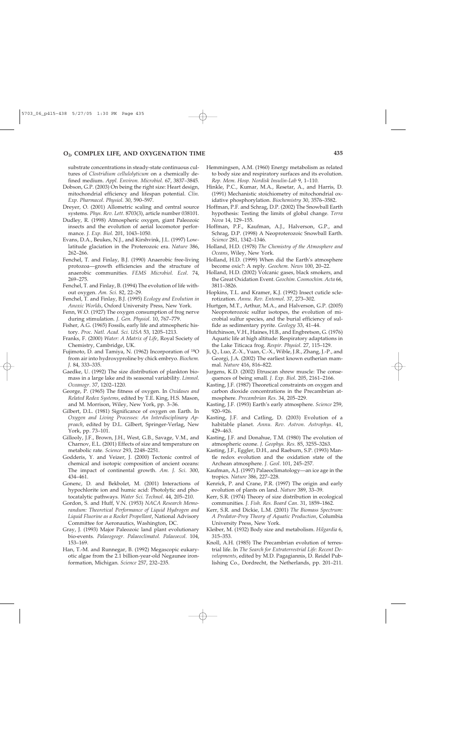substrate concentrations in steady-state continuous cultures of *Clostridium cellulolyticum* on a chemically defined medium. *Appl. Environ. Microbiol.* 67, 3837–3845.

Dobson, G.P. (2003) On being the right size: Heart design, mitochondrial efficiency and lifespan potential. *Clin. Exp. Pharmacol. Physiol.* 30, 590–597.

Dreyer, O. (2001) Allometric scaling and central source systems. *Phys. Rev. Lett.* 8703(3), article number 038101.

Dudley, R. (1998) Atmospheric oxygen, giant Paleozoic insects and the evolution of aerial locomotor performance. *J. Exp. Biol.* 201, 1043–1050.

Evans, D.A., Beukes, N.J., and Kirshvink, J.L. (1997) Low-latitude glaciation in the Proterozoic era. *Nature* 386, 262–266.

Fenchel, T. and Finlay, B.J. (1990) Anaerobic free-living protozoa—growth efficiencies and the structure of anaerobic communities. *FEMS Microbiol. Ecol*. 74, 269–275.

Fenchel, T. and Finlay, B. (1994) The evolution of life without oxygen. *Am. Sci.* 82, 22–29.

Fenchel, T. and Finlay, B.J. (1995) *Ecology and Evolution in Anoxic Worlds*, Oxford University Press, New York.

Fenn, W.O. (1927) The oxygen consumption of frog nerve during stimulation. *J. Gen. Physiol*. 10, 767–779.

Fisher, A.G. (1965) Fossils, early life and atmospheric history. *Proc. Natl. Acad. Sci. USA* 53, 1205–1213.

Franks, F. (2000) *Water: A Matrix of Life*, Royal Society of Chemistry, Cambridge, UK.

Fujimoto, D. and Tamiya, N. (1962) Incorporation of $^{18}O$ from air into hydroxyproline by chick embryo. *Biochem. J.* 84, 333–335.

Gaedke, U. (1992) The size distribution of plankton biomass in a large lake and its seasonal variability. *Limnol. Oceanogr*. 37, 1202–1220.

George, P. (1965) The fitness of oxygen. In *Oxidases and Related Redox Systems*, edited by T.E. King, H.S. Mason, and M. Morrison, Wiley, New York, pp. 3–36.

Gilbert, D.L. (1981) Significance of oxygen on Earth. In *Oxygen and Living Processes: An Interdisciplinary Approach*, edited by D.L. Gilbert, Springer-Verlag, New York, pp. 73–101.

Gillooly, J.F., Brown, J.H., West, G.B., Savage, V.M., and Charnov, E.L. (2001) Effects of size and temperature on metabolic rate. *Science* 293, 2248–2251.

Godderis, Y. and Veizer, J. (2000) Tectonic control of chemical and isotopic composition of ancient oceans: The impact of continental growth. *Am. J. Sci*. 300, 434–461.

Gonenc, D. and Bekbolet, M. (2001) Interactions of hypochlorite ion and humic acid: Photolytic and photocatalytic pathways. *Water Sci. Technol*. 44, 205–210.

Gordon, S. and Huff, V.N. (1953) *NACA Research Memorandum: Theoretical Performance of Liquid Hydrogen and Liquid Fluorine as a Rocket Propellant*, National Advisory Committee for Aeronautics, Washington, DC.

Gray, J. (1993) Major Paleozoic land plant evolutionary bio-events. *Palaeogeogr. Palaeoclimatol. Palaeoecol*. 104, 153–169.

Han, T.-M. and Runnegar, B. (1992) Megascopic eukaryotic algae from the 2.1 billion-year-old Negaunee iron-formation, Michigan. *Science* 257, 232–235.

Hemmingsen, A.M. (1960) Energy metabolism as related to body size and respiratory surfaces and its evolution. *Rep. Mem. Hosp. Nordisk Insulin-Lab* 9, 1–110.

Hinkle, P.C., Kumar, M.A., Resetar, A., and Harris, D. (1991) Mechanistic stoichiometry of mitochondrial oxidative phosphorylation. *Biochemistry* 30, 3576–3582.

Hoffman, P.F. and Schrag, D.P. (2002) The Snowball Earth hypothesis: Testing the limits of global change. *Terra Nova* 14, 129–155.

Hoffman, P.F., Kaufman, A.J., Halverson, G.P., and Schrag, D.P. (1998) A Neoproterozoic Snowball Earth. *Science* 281, 1342–1346.

Holland, H.D. (1978) *The Chemistry of the Atmosphere and Oceans*, Wiley, New York.

Holland, H.D. (1999) When did the Earth's atmosphere become oxic?: A reply. *Geochem. News* 100, 20–22.

Holland, H.D. (2002) Volcanic gases, black smokers, and the Great Oxidation Event. *Geochim. Cosmochim. Acta* 66, 3811–3826.

Hopkins, T.L. and Kramer, K.J. (1992) Insect cuticle sclerotization. *Annu. Rev. Entomol.* 37, 273–302.

Hurtgen, M.T., Arthur, M.A., and Halverson, G.P. (2005) Neoproterozoic sulfur isotopes, the evolution of microbial sulfur species, and the burial efficiency of sulfide as sedimentary pyrite. *Geology* 33, 41–44.

Hutchinson, V.H., Haines, H.B., and Engbretson, G. (1976) Aquatic life at high altitude: Respiratory adaptations in the Lake Titicaca frog. *Respir. Physiol.* 27, 115–129.

Ji, Q., Luo, Z.-X., Yuan, C.-X., Wible, J.R., Zhang, J.-P., and Georgi, J.A. (2002) The earliest known eutherian mammal. *Nature* 416, 816–822.

Jurgens, K.D. (2002) Etruscan shrew muscle: The consequences of being small. *J. Exp. Biol*. 205, 2161–2166.

Kasting, J.F. (1987) Theoretical constraints on oxygen and carbon dioxide concentrations in the Precambrian atmosphere. *Precambrian Res.* 34, 205–229.

Kasting, J.F. (1993) Earth's early atmosphere. *Science* 259, 920–926.

Kasting, J.F. and Catling, D. (2003) Evolution of a habitable planet. *Annu. Rev. Astron. Astrophys*. 41, 429–463.

Kasting, J.F. and Donahue, T.M. (1980) The evolution of atmospheric ozone. *J. Geophys. Res.* 85, 3255–3263.

Kasting, J.F., Eggler, D.H., and Raeburn, S.P. (1993) Mantle redox evolution and the oxidation state of the Archean atmosphere. *J. Geol*. 101, 245–257.

Kaufman, A.J. (1997) Palaeoclimatology—an ice age in the tropics. *Nature* 386, 227–228.

Kenrick, P. and Crane, P.R. (1997) The origin and early evolution of plants on land. *Nature* 389, 33–39.

Kerr, S.R. (1974) Theory of size distribution in ecological communities. *J. Fish. Res. Board Can*. 31, 1859–1862.

Kerr, S.R. and Dickie, L.M. (2001) *The Biomass Spectrum: A Predator-Prey Theory of Aquatic Production*, Columbia University Press, New York.

Kleiber, M. (1932) Body size and metabolism. *Hilgardia* 6, 315–353.

Knoll, A.H. (1985) The Precambrian evolution of terrestrial life. In *The Search for Extraterrestrial Life: Recent Developments*, edited by M.D. Pagagiannis, D. Reidel Publishing Co., Dordrecht, the Netherlands, pp. 201–211.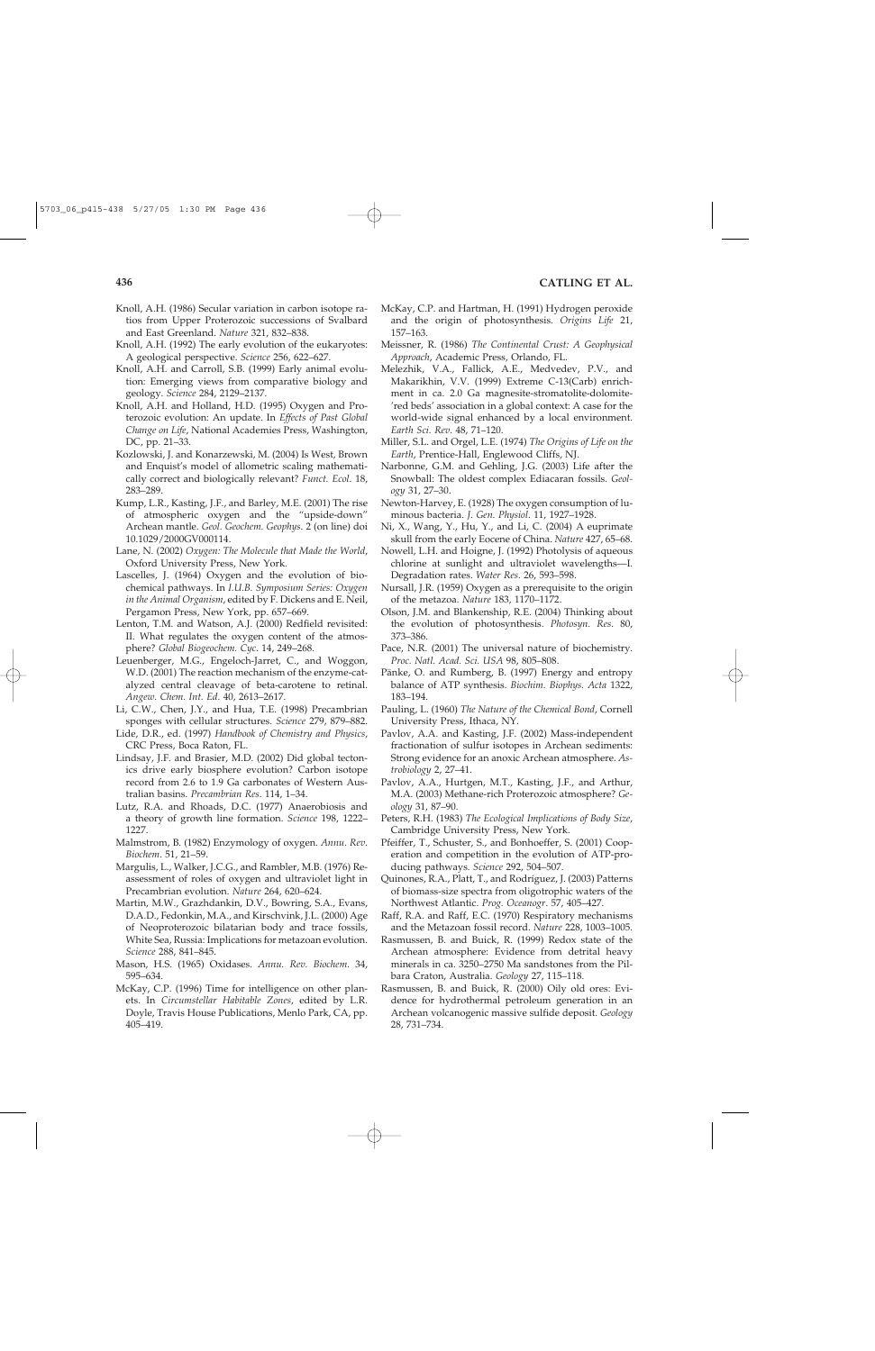Knoll, A.H. (1986) Secular variation in carbon isotope ratios from Upper Proterozoic successions of Svalbard and East Greenland. *Nature* 321, 832–838.

Knoll, A.H. (1992) The early evolution of the eukaryotes: A geological perspective. *Science* 256, 622–627.

Knoll, A.H. and Carroll, S.B. (1999) Early animal evolution: Emerging views from comparative biology and geology. *Science* 284, 2129–2137.

Knoll, A.H. and Holland, H.D. (1995) Oxygen and Proterozoic evolution: An update. In *Effects of Past Global Change on Life*, National Academies Press, Washington, DC, pp. 21–33.

Kozlowski, J. and Konarzewski, M. (2004) Is West, Brown and Enquist's model of allometric scaling mathematically correct and biologically relevant? *Funct. Ecol.* 18, 283–289.

Kump, L.R., Kasting, J.F., and Barley, M.E. (2001) The rise of atmospheric oxygen and the "upside-down" Archean mantle. *Geol. Geochem. Geophys.* 2 (on line) doi 10.1029/2000GV000114.

Lane, N. (2002) *Oxygen: The Molecule that Made the World*, Oxford University Press, New York.

Lascelles, J. (1964) Oxygen and the evolution of biochemical pathways. In *I.U.B. Symposium Series: Oxygen in the Animal Organism*, edited by F. Dickens and E. Neil, Pergamon Press, New York, pp. 657–669.

Lenton, T.M. and Watson, A.J. (2000) Redfield revisited: II. What regulates the oxygen content of the atmosphere? *Global Biogeochem. Cyc.* 14, 249–268.

Leuenberger, M.G., Engeloch-Jarret, C., and Woggon, W.D. (2001) The reaction mechanism of the enzyme-catalyzed central cleavage of beta-carotene to retinal. *Angew. Chem. Int. Ed.* 40, 2613–2617.

Li, C.W., Chen, J.Y., and Hua, T.E. (1998) Precambrian sponges with cellular structures. *Science* 279, 879–882.

Lide, D.R., ed. (1997) *Handbook of Chemistry and Physics*, CRC Press, Boca Raton, FL.

Lindsay, J.F. and Brasier, M.D. (2002) Did global tectonics drive early biosphere evolution? Carbon isotope record from 2.6 to 1.9 Ga carbonates of Western Australian basins. *Precambrian Res.* 114, 1–34.

Lutz, R.A. and Rhoads, D.C. (1977) Anaerobiosis and a theory of growth line formation. *Science* 198, 1222–1227.

Malmstrom, B. (1982) Enzymology of oxygen. *Annu. Rev. Biochem.* 51, 21–59.

Margulis, L., Walker, J.C.G., and Rambler, M.B. (1976) Reassessment of roles of oxygen and ultraviolet light in Precambrian evolution. *Nature* 264, 620–624.

Martin, M.W., Grazhdankin, D.V., Bowring, S.A., Evans, D.A.D., Fedonkin, M.A., and Kirschvink, J.L. (2000) Age of Neoproterozoic bilatarian body and trace fossils, White Sea, Russia: Implications for metazoan evolution. *Science* 288, 841–845.

Mason, H.S. (1965) Oxidases. *Annu. Rev. Biochem.* 34, 595–634.

McKay, C.P. (1996) Time for intelligence on other planets. In *Circumstellar Habitable Zones*, edited by L.R. Doyle, Travis House Publications, Menlo Park, CA, pp. 405–419.

McKay, C.P. and Hartman, H. (1991) Hydrogen peroxide and the origin of photosynthesis. *Origins Life* 21, 157–163.

Meissner, R. (1986) *The Continental Crust: A Geophysical Approach*, Academic Press, Orlando, FL.

Melezhik, V.A., Fallick, A.E., Medvedev, P.V., and Makarikhin, V.V. (1999) Extreme C-13(Carb) enrichment in ca. 2.0 Ga magnesite-stromatolite-dolomite-'red beds' association in a global context: A case for the world-wide signal enhanced by a local environment. *Earth Sci. Rev.* 48, 71–120.

Miller, S.L. and Orgel, L.E. (1974) *The Origins of Life on the Earth*, Prentice-Hall, Englewood Cliffs, NJ.

Narbonne, G.M. and Gehling, J.G. (2003) Life after the Snowball: The oldest complex Ediacaran fossils. *Geology* 31, 27–30.

Newton-Harvey, E. (1928) The oxygen consumption of luminous bacteria. *J. Gen. Physiol.* 11, 1927–1928.

Ni, X., Wang, Y., Hu, Y., and Li, C. (2004) A euprimate skull from the early Eocene of China. *Nature* 427, 65–68.

Nowell, L.H. and Hoigne, J. (1992) Photolysis of aqueous chlorine at sunlight and ultraviolet wavelengths—I. Degradation rates. *Water Res.* 26, 593–598.

Nursall, J.R. (1959) Oxygen as a prerequisite to the origin of the metazoa. *Nature* 183, 1170–1172.

Olson, J.M. and Blankenship, R.E. (2004) Thinking about the evolution of photosynthesis. *Photosyn. Res.* 80, 373–386.

Pace, N.R. (2001) The universal nature of biochemistry. *Proc. Natl. Acad. Sci. USA* 98, 805–808.

Pänke, O. and Rumberg, B. (1997) Energy and entropy balance of ATP synthesis. *Biochim. Biophys. Acta* 1322, 183–194.

Pauling, L. (1960) *The Nature of the Chemical Bond*, Cornell University Press, Ithaca, NY.

Pavlov, A.A. and Kasting, J.F. (2002) Mass-independent fractionation of sulfur isotopes in Archean sediments: Strong evidence for an anoxic Archean atmosphere. *Astrobiology* 2, 27–41.

Pavlov, A.A., Hurtgen, M.T., Kasting, J.F., and Arthur, M.A. (2003) Methane-rich Proterozoic atmosphere? *Geology* 31, 87–90.

Peters, R.H. (1983) *The Ecological Implications of Body Size*, Cambridge University Press, New York.

Pfeiffer, T., Schuster, S., and Bonhoeffer, S. (2001) Cooperation and competition in the evolution of ATP-producing pathways. *Science* 292, 504–507.

Quinones, R.A., Platt, T., and Rodríguez, J. (2003) Patterns of biomass-size spectra from oligotrophic waters of the Northwest Atlantic. *Prog. Oceanogr.* 57, 405–427.

Raff, R.A. and Raff, E.C. (1970) Respiratory mechanisms and the Metazoan fossil record. *Nature* 228, 1003–1005.

Rasmussen, B. and Buick, R. (1999) Redox state of the Archean atmosphere: Evidence from detrital heavy minerals in ca. 3250–2750 Ma sandstones from the Pilbara Craton, Australia. *Geology* 27, 115–118.

Rasmussen, B. and Buick, R. (2000) Oily old ores: Evidence for hydrothermal petroleum generation in an Archean volcanogenic massive sulfide deposit. *Geology* 28, 731–734.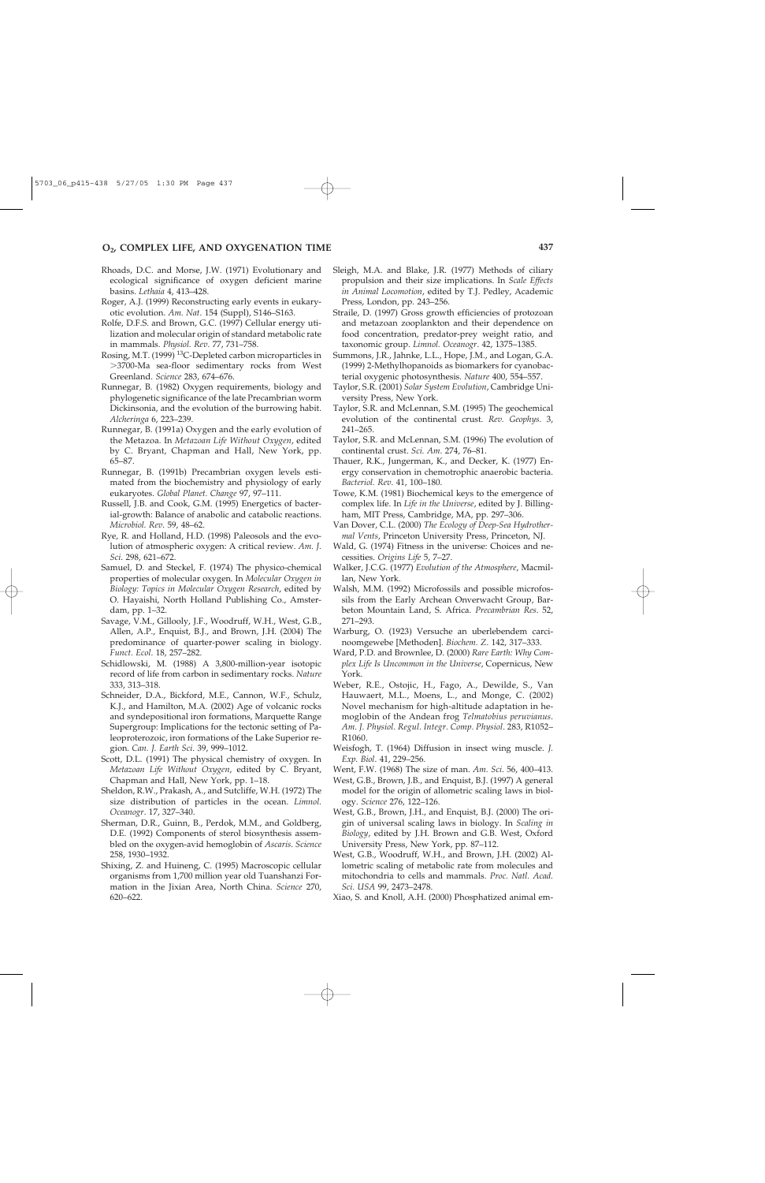Rhoads, D.C. and Morse, J.W. (1971) Evolutionary and ecological significance of oxygen deficient marine basins. *Lethaia* 4, 413–428.

Roger, A.J. (1999) Reconstructing early events in eukaryotic evolution. *Am. Nat.* 154 (Suppl), S146–S163.

Rolfe, D.F.S. and Brown, G.C. (1997) Cellular energy utilization and molecular origin of standard metabolic rate in mammals. *Physiol. Rev.* 77, 731–758.

Rosing, M.T. (1999) $^{13}$C-Depleted carbon microparticles in >3700-Ma sea-floor sedimentary rocks from West Greenland. *Science* 283, 674–676.

Runnegar, B. (1982) Oxygen requirements, biology and phylogenetic significance of the late Precambrian worm Dickinsonia, and the evolution of the burrowing habit. *Alcheringa* 6, 223–239.

Runnegar, B. (1991a) Oxygen and the early evolution of the Metazoa. In *Metazoan Life Without Oxygen*, edited by C. Bryant, Chapman and Hall, New York, pp. 65–87.

Runnegar, B. (1991b) Precambrian oxygen levels estimated from the biochemistry and physiology of early eukaryotes. *Global Planet. Change* 97, 97–111.

Russell, J.B. and Cook, G.M. (1995) Energetics of bacterial-growth: Balance of anabolic and catabolic reactions. *Microbiol. Rev.* 59, 48–62.

Rye, R. and Holland, H.D. (1998) Paleosols and the evolution of atmospheric oxygen: A critical review. *Am. J. Sci.* 298, 621–672.

Samuel, D. and Steckel, F. (1974) The physico-chemical properties of molecular oxygen. In *Molecular Oxygen in Biology: Topics in Molecular Oxygen Research*, edited by O. Hayaishi, North Holland Publishing Co., Amsterdam, pp. 1–32.

Savage, V.M., Gillooly, J.F., Woodruff, W.H., West, G.B., Allen, A.P., Enquist, B.J., and Brown, J.H. (2004) The predominance of quarter-power scaling in biology. *Funct. Ecol.* 18, 257–282.

Schidlowski, M. (1988) A 3,800-million-year isotopic record of life from carbon in sedimentary rocks. *Nature* 333, 313–318.

Schneider, D.A., Bickford, M.E., Cannon, W.F., Schulz, K.J., and Hamilton, M.A. (2002) Age of volcanic rocks and syndepositional iron formations, Marquette Range Supergroup: Implications for the tectonic setting of Paleoproterozoic, iron formations of the Lake Superior region. *Can. J. Earth Sci.* 39, 999–1012.

Scott, D.L. (1991) The physical chemistry of oxygen. In *Metazoan Life Without Oxygen*, edited by C. Bryant, Chapman and Hall, New York, pp. 1–18.

Sheldon, R.W., Prakash, A., and Sutcliffe, W.H. (1972) The size distribution of particles in the ocean. *Limnol. Oceanogr.* 17, 327–340.

Sherman, D.R., Guinn, B., Perdok, M.M., and Goldberg, D.E. (1992) Components of sterol biosynthesis assembled on the oxygen-avid hemoglobin of *Ascaris*. *Science* 258, 1930–1932.

Shixing, Z. and Huineng, C. (1995) Macroscopic cellular organisms from 1,700 million year old Tuanshanzi Formation in the Jixian Area, North China. *Science* 270, 620–622.

Sleigh, M.A. and Blake, J.R. (1977) Methods of ciliary propulsion and their size implications. In *Scale Effects in Animal Locomotion*, edited by T.J. Pedley, Academic Press, London, pp. 243–256.

Straile, D. (1997) Gross growth efficiencies of protozoan and metazoan zooplankton and their dependence on food concentration, predator-prey weight ratio, and taxonomic group. *Limnol. Oceanogr.* 42, 1375–1385.

Summons, J.R., Jahnke, L.L., Hope, J.M., and Logan, G.A. (1999) 2-Methylhopanoids as biomarkers for cyanobacterial oxygenic photosynthesis. *Nature* 400, 554–557.

Taylor, S.R. (2001) *Solar System Evolution*, Cambridge University Press, New York.

Taylor, S.R. and McLennan, S.M. (1995) The geochemical evolution of the continental crust. *Rev. Geophys.* 3, 241–265.

Taylor, S.R. and McLennan, S.M. (1996) The evolution of continental crust. *Sci. Am.* 274, 76–81.

Thauer, R.K., Jungerman, K., and Decker, K. (1977) Energy conservation in chemotrophic anaerobic bacteria. *Bacteriol. Rev.* 41, 100–180.

Towe, K.M. (1981) Biochemical keys to the emergence of complex life. In *Life in the Universe*, edited by J. Billingham, MIT Press, Cambridge, MA, pp. 297–306.

Van Dover, C.L. (2000) *The Ecology of Deep-Sea Hydrothermal Vents*, Princeton University Press, Princeton, NJ.

Wald, G. (1974) Fitness in the universe: Choices and necessities. *Origins Life* 5, 7–27.

Walker, J.C.G. (1977) *Evolution of the Atmosphere*, Macmillan, New York.

Walsh, M.M. (1992) Microfossils and possible microfossils from the Early Archean Onverwacht Group, Barbeton Mountain Land, S. Africa. *Precambrian Res.* 52, 271–293.

Warburg, O. (1923) Versuche an uberlebendem carcinoomgewebe [Methoden]. *Biochem. Z.* 142, 317–333.

Ward, P.D. and Brownlee, D. (2000) *Rare Earth: Why Complex Life Is Uncommon in the Universe*, Copernicus, New York.

Weber, R.E., Ostojic, H., Fago, A., Dewilde, S., Van Hauwaert, M.L., Moens, L., and Monge, C. (2002) Novel mechanism for high-altitude adaptation in hemoglobin of the Andean frog *Telmatobius peruvianus*. *Am. J. Physiol. Regul. Integr. Comp. Physiol.* 283, R1052–R1060.

Weisfogh, T. (1964) Diffusion in insect wing muscle. *J. Exp. Biol.* 41, 229–256.

Went, F.W. (1968) The size of man. *Am. Sci.* 56, 400–413.

West, G.B., Brown, J.B., and Enquist, B.J. (1997) A general model for the origin of allometric scaling laws in biology. *Science* 276, 122–126.

West, G.B., Brown, J.H., and Enquist, B.J. (2000) The origin of universal scaling laws in biology. In *Scaling in Biology*, edited by J.H. Brown and G.B. West, Oxford University Press, New York, pp. 87–112.

West, G.B., Woodruff, W.H., and Brown, J.H. (2002) Allometric scaling of metabolic rate from molecules and mitochondria to cells and mammals. *Proc. Natl. Acad. Sci. USA* 99, 2473–2478.

Xiao, S. and Knoll, A.H. (2000) Phosphatized animal em-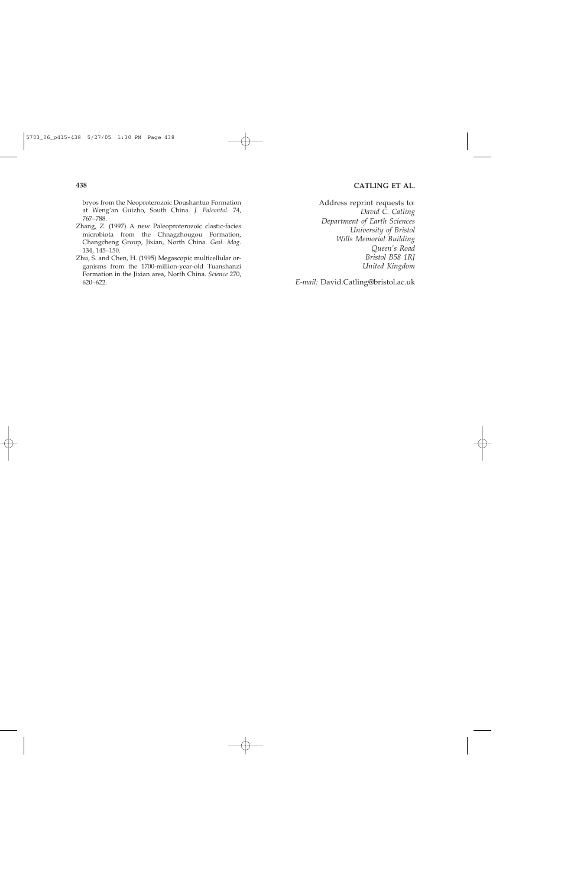bryos from the Neoproterozoic Doushantuo Formation at Weng'an Guizho, South China. *J. Paleontol.* 74, 767–788.

Zhang, Z. (1997) A new Paleoproterozoic clastic-facies microbiota from the Chnagzhougou Formation, Changcheng Group, Jixian, North China. *Geol. Mag.* 134, 145–150.

Zhu, S. and Chen, H. (1995) Megascopic multicellular organisms from the 1700-million-year-old Tuanshanzi Formation in the Jixian area, North China. *Science* 270, 620–622.

Address reprint requests to:
*David C. Catling*
*Department of Earth Sciences*
*University of Bristol*
*Wills Memorial Building*
*Queen's Road*
*Bristol B58 1RJ*
*United Kingdom*

*E-mail:* David.Catling@bristol.ac.uk